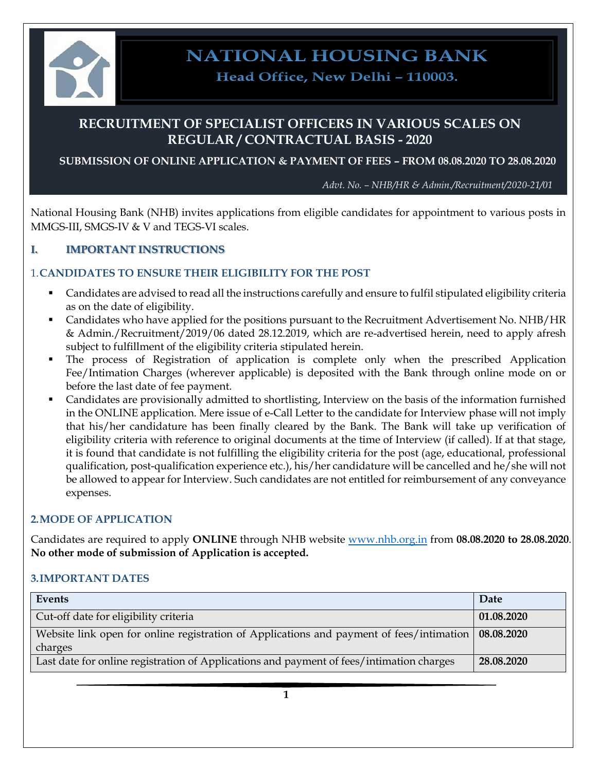# NATIONAL HOUSING BANK

**Head Office, New Delhi – 110003.**

## RECRUITMENT OF SPECIALIST OFFICERS IN VARIOUS SCALES ON REGULAR / CONTRACTUAL BASIS - 2020

**SUBMISSION OF ONLINE APPLICATION & PAYMENT OF FEES – FROM 08.08.2020 TO 28.08.2020**

*Advt. No. – NHB/HR & Admin./Recruitment/2020-21/01*

National Housing Bank (NHB) invites applications from eligible candidates for appointment to various posts in MMGS-III, SMGS-IV & V and TEGS-VI scales.

## I. IMPORTANT INSTRUCTIONS

### 1. CANDIDATES TO ENSURE THEIR ELIGIBILITY FOR THE POST

- Candidates are advised to read all the instructions carefully and ensure to fulfil stipulated eligibility criteria as on the date of eligibility.
- Candidates who have applied for the positions pursuant to the Recruitment Advertisement No. NHB/HR & Admin./Recruitment/2019/06 dated 28.12.2019, which are re-advertised herein, need to apply afresh subject to fulfillment of the eligibility criteria stipulated herein.
- The process of Registration of application is complete only when the prescribed Application Fee/Intimation Charges (wherever applicable) is deposited with the Bank through online mode on or before the last date of fee payment.
- Candidates are provisionally admitted to shortlisting, Interview on the basis of the information furnished in the ONLINE application. Mere issue of e-Call Letter to the candidate for Interview phase will not imply that his/her candidature has been finally cleared by the Bank. The Bank will take up verification of eligibility criteria with reference to original documents at the time of Interview (if called). If at that stage, it is found that candidate is not fulfilling the eligibility criteria for the post (age, educational, professional qualification, post-qualification experience etc.), his/her candidature will be cancelled and he/she will not be allowed to appear for Interview. Such candidates are not entitled for reimbursement of any conveyance expenses.

### 2. MODE OF APPLICATION

Candidates are required to apply **ONLINE** through NHB website www.nhb.org.in from **08.08.2020 to 28.08.2020**. **No other mode of submission of Application is accepted.**

### 3. IMPORTANT DATES

| Events | Date |
|---|---|
| Cut-off date for eligibility criteria | **01.08.2020** |
| Website link open for online registration of Applications and payment of fees/intimation charges | **08.08.2020** |
| Last date for online registration of Applications and payment of fees/intimation charges | **28.08.2020** |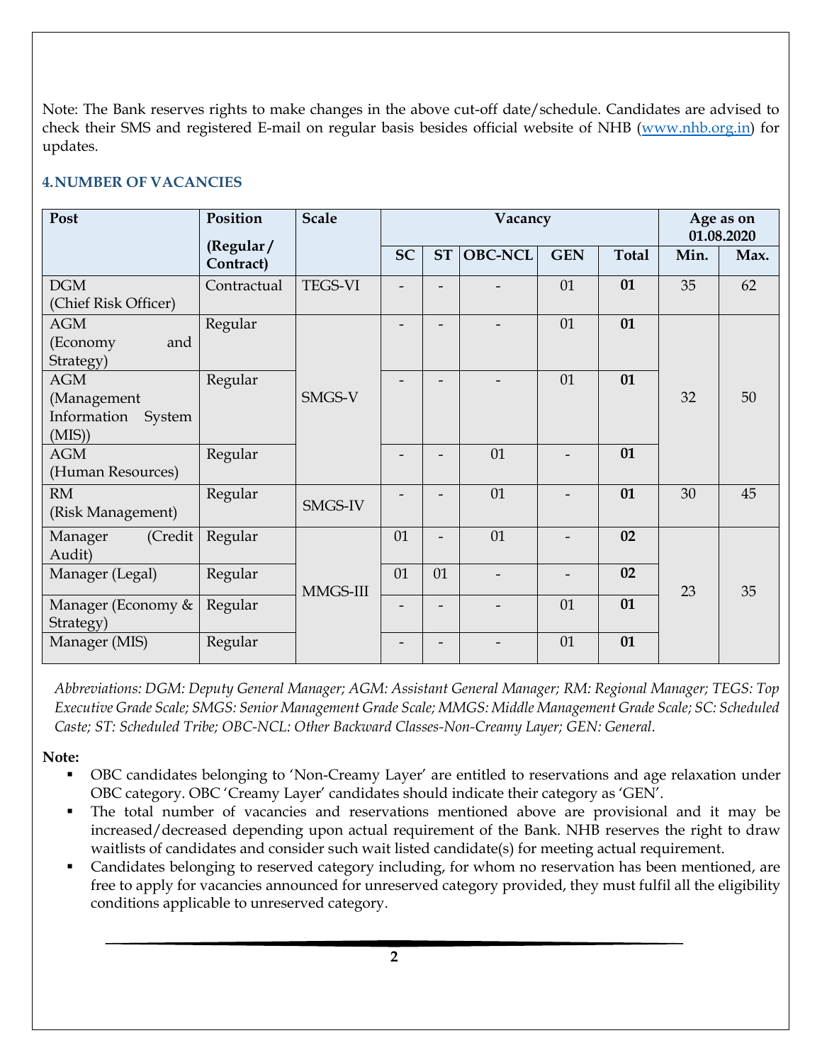Note: The Bank reserves rights to make changes in the above cut-off date/schedule. Candidates are advised to check their SMS and registered E-mail on regular basis besides official website of NHB (www.nhb.org.in) for updates.

### 4. NUMBER OF VACANCIES

| Post | Position (Regular / Contract) | Scale | Vacancy | | | | | Age as on 01.08.2020 | |
|---|---|---|---|---|---|---|---|---|---|
| | | | SC | ST | OBC-NCL | GEN | Total | Min. | Max. |
| DGM (Chief Risk Officer) | Contractual | TEGS-VI | - | - | - | 01 | **01** | 35 | 62 |
| AGM (Economy and Strategy) | Regular | SMGS-V | - | - | - | 01 | **01** | 32 | 50 |
| AGM (Management Information System (MIS)) | Regular | SMGS-V | - | - | - | 01 | **01** | 32 | 50 |
| AGM (Human Resources) | Regular | SMGS-V | - | - | 01 | - | **01** | 32 | 50 |
| RM (Risk Management) | Regular | SMGS-IV | - | - | 01 | - | **01** | 30 | 45 |
| Manager (Credit Audit) | Regular | MMGS-III | 01 | - | 01 | - | **02** | 23 | 35 |
| Manager (Legal) | Regular | MMGS-III | 01 | 01 | - | - | **02** | 23 | 35 |
| Manager (Economy & Strategy) | Regular | MMGS-III | - | - | - | 01 | **01** | 23 | 35 |
| Manager (MIS) | Regular | MMGS-III | - | - | - | 01 | **01** | 23 | 35 |

*Abbreviations: DGM: Deputy General Manager; AGM: Assistant General Manager; RM: Regional Manager; TEGS: Top Executive Grade Scale; SMGS: Senior Management Grade Scale; MMGS: Middle Management Grade Scale; SC: Scheduled Caste; ST: Scheduled Tribe; OBC-NCL: Other Backward Classes-Non-Creamy Layer; GEN: General.*

**Note:**

- OBC candidates belonging to 'Non-Creamy Layer' are entitled to reservations and age relaxation under OBC category. OBC 'Creamy Layer' candidates should indicate their category as 'GEN'.
- The total number of vacancies and reservations mentioned above are provisional and it may be increased/decreased depending upon actual requirement of the Bank. NHB reserves the right to draw waitlists of candidates and consider such wait listed candidate(s) for meeting actual requirement.
- Candidates belonging to reserved category including, for whom no reservation has been mentioned, are free to apply for vacancies announced for unreserved category provided, they must fulfil all the eligibility conditions applicable to unreserved category.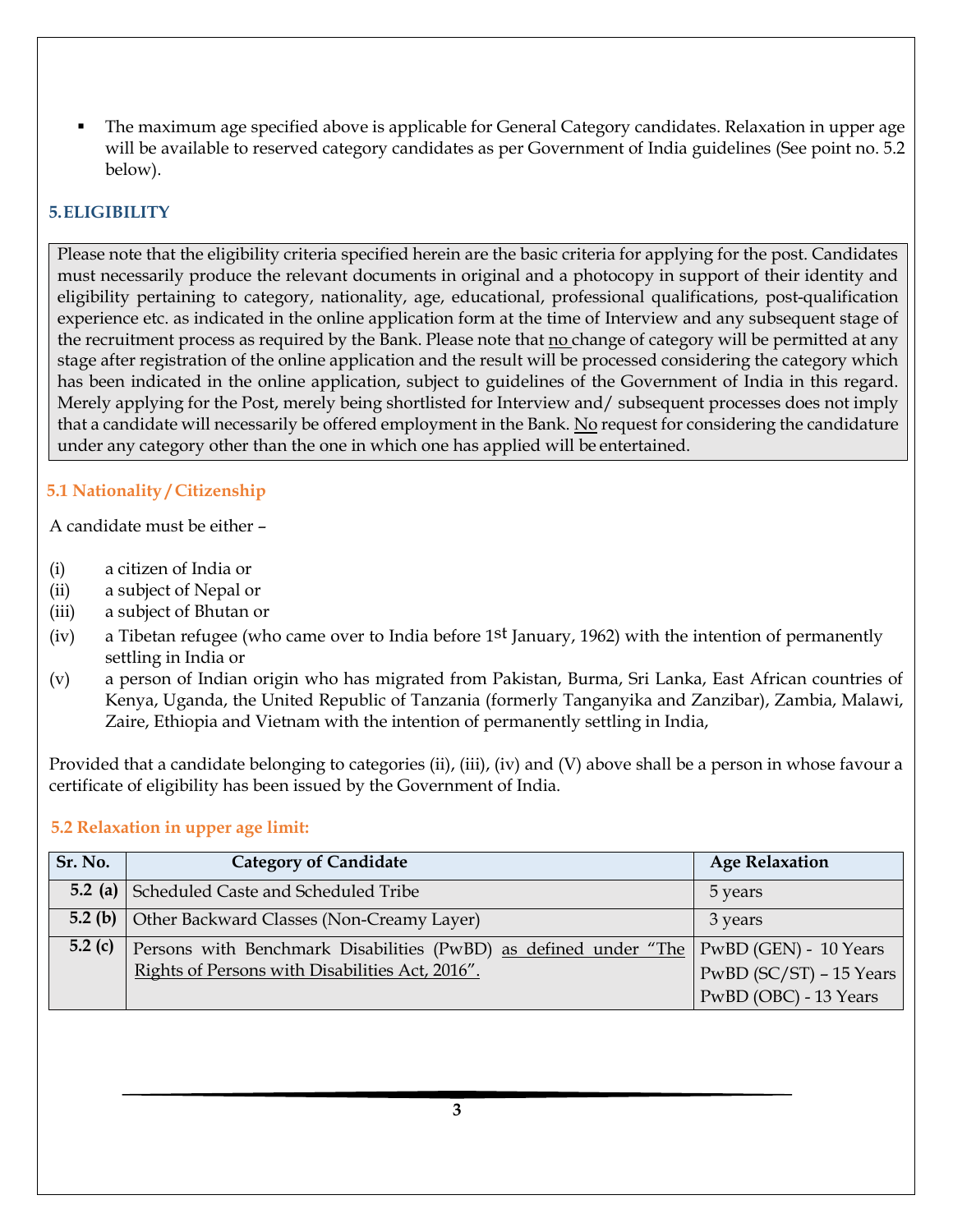- The maximum age specified above is applicable for General Category candidates. Relaxation in upper age will be available to reserved category candidates as per Government of India guidelines (See point no. 5.2 below).

## 5. ELIGIBILITY

Please note that the eligibility criteria specified herein are the basic criteria for applying for the post. Candidates must necessarily produce the relevant documents in original and a photocopy in support of their identity and eligibility pertaining to category, nationality, age, educational, professional qualifications, post-qualification experience etc. as indicated in the online application form at the time of Interview and any subsequent stage of the recruitment process as required by the Bank. Please note that no change of category will be permitted at any stage after registration of the online application and the result will be processed considering the category which has been indicated in the online application, subject to guidelines of the Government of India in this regard. Merely applying for the Post, merely being shortlisted for Interview and/ subsequent processes does not imply that a candidate will necessarily be offered employment in the Bank. No request for considering the candidature under any category other than the one in which one has applied will be entertained.

### 5.1 Nationality / Citizenship

A candidate must be either –

(i) a citizen of India or
(ii) a subject of Nepal or
(iii) a subject of Bhutan or
(iv) a Tibetan refugee (who came over to India before 1st January, 1962) with the intention of permanently settling in India or
(v) a person of Indian origin who has migrated from Pakistan, Burma, Sri Lanka, East African countries of Kenya, Uganda, the United Republic of Tanzania (formerly Tanganyika and Zanzibar), Zambia, Malawi, Zaire, Ethiopia and Vietnam with the intention of permanently settling in India,

Provided that a candidate belonging to categories (ii), (iii), (iv) and (V) above shall be a person in whose favour a certificate of eligibility has been issued by the Government of India.

### 5.2 Relaxation in upper age limit:

| Sr. No. | Category of Candidate | Age Relaxation |
|---|---|---|
| 5.2 (a) | Scheduled Caste and Scheduled Tribe | 5 years |
| 5.2 (b) | Other Backward Classes (Non-Creamy Layer) | 3 years |
| 5.2 (c) | Persons with Benchmark Disabilities (PwBD) as defined under "The Rights of Persons with Disabilities Act, 2016". | PwBD (GEN) - 10 Years<br>PwBD (SC/ST) – 15 Years<br>PwBD (OBC) - 13 Years |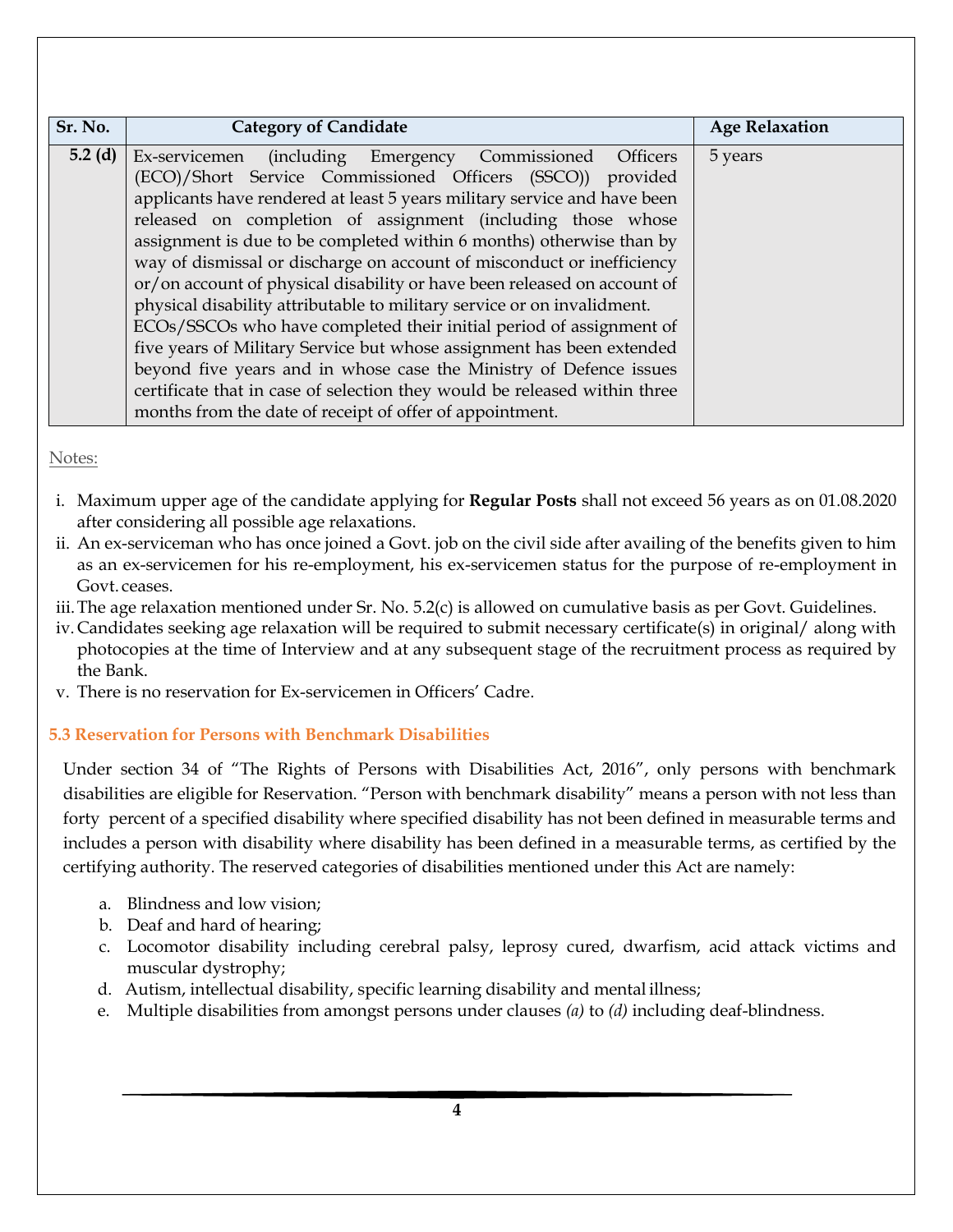| Sr. No. | Category of Candidate | Age Relaxation |
|---|---|---|
| 5.2 (d) | Ex-servicemen (including Emergency Commissioned Officers (ECO)/Short Service Commissioned Officers (SSCO)) provided applicants have rendered at least 5 years military service and have been released on completion of assignment (including those whose assignment is due to be completed within 6 months) otherwise than by way of dismissal or discharge on account of misconduct or inefficiency or/on account of physical disability or have been released on account of physical disability attributable to military service or on invalidment. ECOs/SSCOs who have completed their initial period of assignment of five years of Military Service but whose assignment has been extended beyond five years and in whose case the Ministry of Defence issues certificate that in case of selection they would be released within three months from the date of receipt of offer of appointment. | 5 years |

Notes:

i. Maximum upper age of the candidate applying for **Regular Posts** shall not exceed 56 years as on 01.08.2020 after considering all possible age relaxations.
ii. An ex-serviceman who has once joined a Govt. job on the civil side after availing of the benefits given to him as an ex-servicemen for his re-employment, his ex-servicemen status for the purpose of re-employment in Govt. ceases.
iii. The age relaxation mentioned under Sr. No. 5.2(c) is allowed on cumulative basis as per Govt. Guidelines.
iv. Candidates seeking age relaxation will be required to submit necessary certificate(s) in original/ along with photocopies at the time of Interview and at any subsequent stage of the recruitment process as required by the Bank.
v. There is no reservation for Ex-servicemen in Officers' Cadre.

### 5.3 Reservation for Persons with Benchmark Disabilities

Under section 34 of "The Rights of Persons with Disabilities Act, 2016", only persons with benchmark disabilities are eligible for Reservation. "Person with benchmark disability" means a person with not less than forty percent of a specified disability where specified disability has not been defined in measurable terms and includes a person with disability where disability has been defined in a measurable terms, as certified by the certifying authority. The reserved categories of disabilities mentioned under this Act are namely:

a. Blindness and low vision;
b. Deaf and hard of hearing;
c. Locomotor disability including cerebral palsy, leprosy cured, dwarfism, acid attack victims and muscular dystrophy;
d. Autism, intellectual disability, specific learning disability and mental illness;
e. Multiple disabilities from amongst persons under clauses *(a)* to *(d)* including deaf-blindness.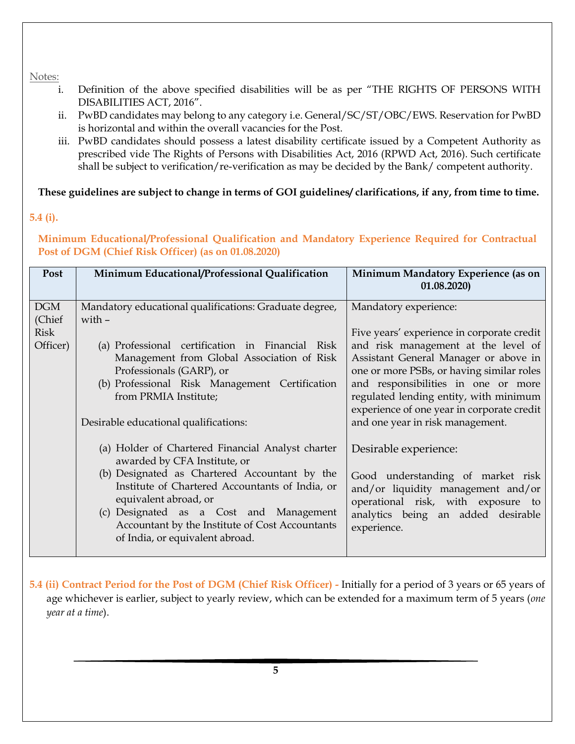Notes:

i. Definition of the above specified disabilities will be as per "THE RIGHTS OF PERSONS WITH DISABILITIES ACT, 2016".
ii. PwBD candidates may belong to any category i.e. General/SC/ST/OBC/EWS. Reservation for PwBD is horizontal and within the overall vacancies for the Post.
iii. PwBD candidates should possess a latest disability certificate issued by a Competent Authority as prescribed vide The Rights of Persons with Disabilities Act, 2016 (RPWD Act, 2016). Such certificate shall be subject to verification/re-verification as may be decided by the Bank/ competent authority.

**These guidelines are subject to change in terms of GOI guidelines/ clarifications, if any, from time to time.**

**5.4 (i).**

**Minimum Educational/Professional Qualification and Mandatory Experience Required for Contractual Post of DGM (Chief Risk Officer) (as on 01.08.2020)**

| Post | Minimum Educational/Professional Qualification | Minimum Mandatory Experience (as on 01.08.2020) |
|---|---|---|
| DGM (Chief Risk Officer) | Mandatory educational qualifications: Graduate degree, with –<br><br>(a) Professional certification in Financial Risk Management from Global Association of Risk Professionals (GARP), or<br>(b) Professional Risk Management Certification from PRMIA Institute;<br><br>Desirable educational qualifications:<br><br>(a) Holder of Chartered Financial Analyst charter awarded by CFA Institute, or<br>(b) Designated as Chartered Accountant by the Institute of Chartered Accountants of India, or equivalent abroad, or<br>(c) Designated as a Cost and Management Accountant by the Institute of Cost Accountants of India, or equivalent abroad. | Mandatory experience:<br><br>Five years' experience in corporate credit and risk management at the level of Assistant General Manager or above in one or more PSBs, or having similar roles and responsibilities in one or more regulated lending entity, with minimum experience of one year in corporate credit and one year in risk management.<br><br>Desirable experience:<br><br>Good understanding of market risk and/or liquidity management and/or operational risk, with exposure to analytics being an added desirable experience. |

**5.4 (ii) Contract Period for the Post of DGM (Chief Risk Officer) -** Initially for a period of 3 years or 65 years of age whichever is earlier, subject to yearly review, which can be extended for a maximum term of 5 years (*one year at a time*).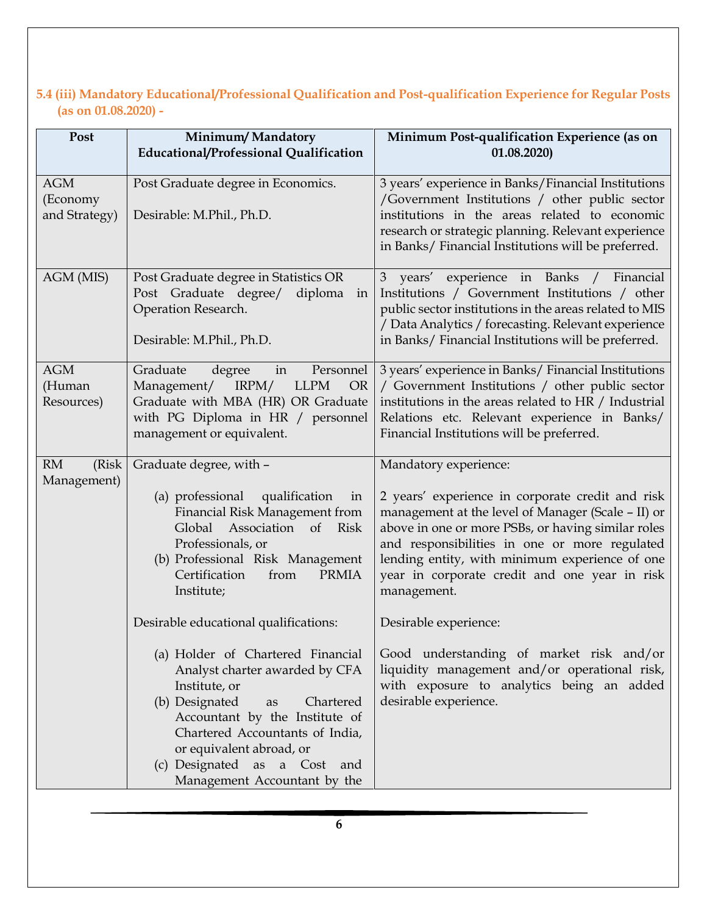### 5.4 (iii) Mandatory Educational/Professional Qualification and Post-qualification Experience for Regular Posts (as on 01.08.2020) -

| Post | Minimum/ Mandatory Educational/Professional Qualification | Minimum Post-qualification Experience (as on 01.08.2020) |
|---|---|---|
| AGM (Economy and Strategy) | Post Graduate degree in Economics.<br><br>Desirable: M.Phil., Ph.D. | 3 years' experience in Banks/Financial Institutions /Government Institutions / other public sector institutions in the areas related to economic research or strategic planning. Relevant experience in Banks/ Financial Institutions will be preferred. |
| AGM (MIS) | Post Graduate degree in Statistics OR Post Graduate degree/ diploma in Operation Research.<br><br>Desirable: M.Phil., Ph.D. | 3 years' experience in Banks / Financial Institutions / Government Institutions / other public sector institutions in the areas related to MIS / Data Analytics / forecasting. Relevant experience in Banks/ Financial Institutions will be preferred. |
| AGM (Human Resources) | Graduate degree in Personnel Management/ IRPM/ LLPM OR Graduate with MBA (HR) OR Graduate with PG Diploma in HR / personnel management or equivalent. | 3 years' experience in Banks/ Financial Institutions / Government Institutions / other public sector institutions in the areas related to HR / Industrial Relations etc. Relevant experience in Banks/ Financial Institutions will be preferred. |
| RM (Risk Management) | Graduate degree, with –<br><br>(a) professional qualification in Financial Risk Management from Global Association of Risk Professionals, or<br>(b) Professional Risk Management Certification from PRMIA Institute;<br><br>Desirable educational qualifications:<br><br>(a) Holder of Chartered Financial Analyst charter awarded by CFA Institute, or<br>(b) Designated as Chartered Accountant by the Institute of Chartered Accountants of India, or equivalent abroad, or<br>(c) Designated as a Cost and Management Accountant by the | Mandatory experience:<br><br>2 years' experience in corporate credit and risk management at the level of Manager (Scale – II) or above in one or more PSBs, or having similar roles and responsibilities in one or more regulated lending entity, with minimum experience of one year in corporate credit and one year in risk management.<br><br>Desirable experience:<br><br>Good understanding of market risk and/or liquidity management and/or operational risk, with exposure to analytics being an added desirable experience. |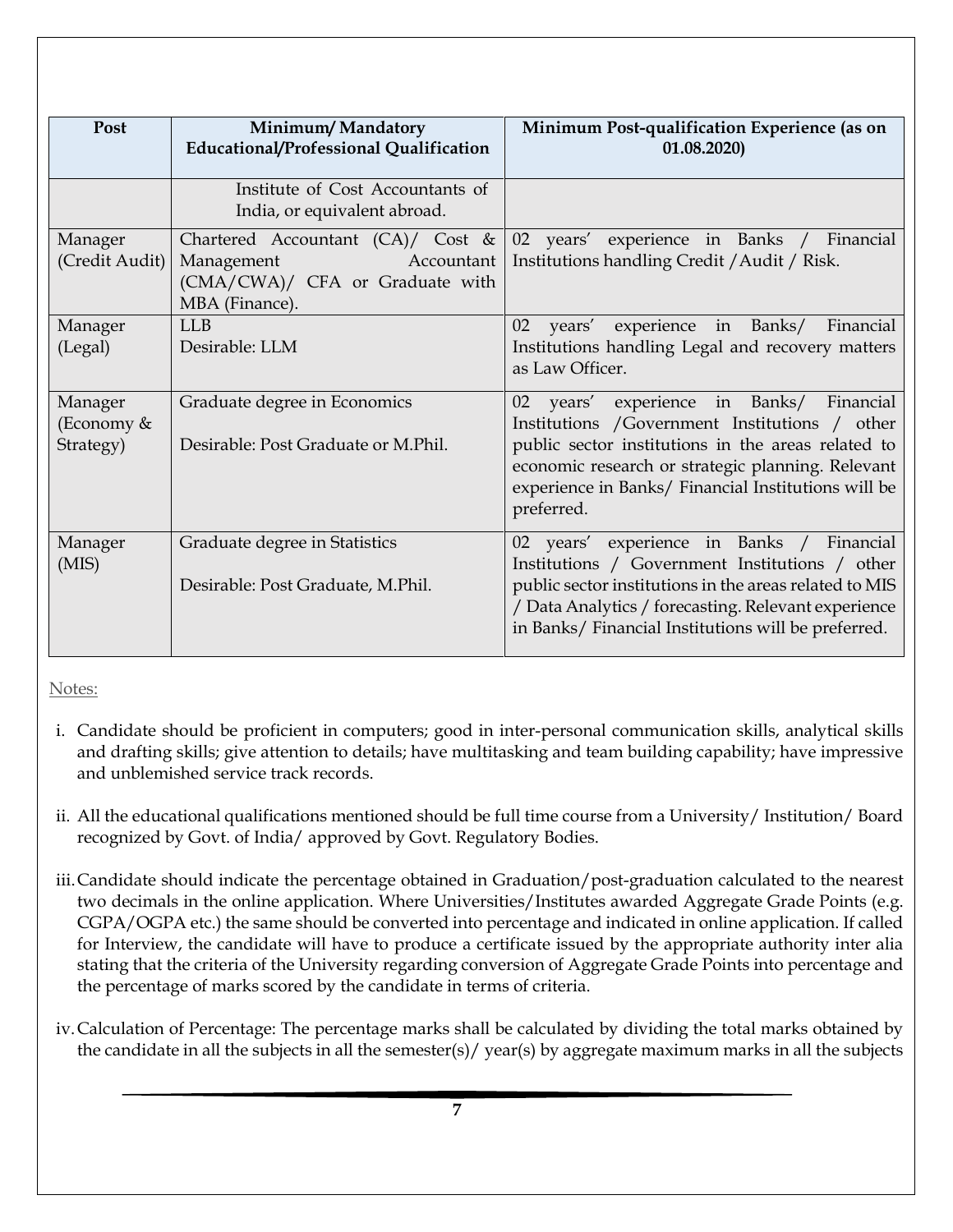| Post | Minimum/ Mandatory Educational/Professional Qualification | Minimum Post-qualification Experience (as on 01.08.2020) |
|---|---|---|
| | Institute of Cost Accountants of India, or equivalent abroad. | |
| Manager (Credit Audit) | Chartered Accountant (CA)/ Cost & Management Accountant (CMA/CWA)/ CFA or Graduate with MBA (Finance). | 02 years' experience in Banks / Financial Institutions handling Credit /Audit / Risk. |
| Manager (Legal) | LLB<br>Desirable: LLM | 02 years' experience in Banks/ Financial Institutions handling Legal and recovery matters as Law Officer. |
| Manager (Economy & Strategy) | Graduate degree in Economics<br><br>Desirable: Post Graduate or M.Phil. | 02 years' experience in Banks/ Financial Institutions /Government Institutions / other public sector institutions in the areas related to economic research or strategic planning. Relevant experience in Banks/ Financial Institutions will be preferred. |
| Manager (MIS) | Graduate degree in Statistics<br><br>Desirable: Post Graduate, M.Phil. | 02 years' experience in Banks / Financial Institutions / Government Institutions / other public sector institutions in the areas related to MIS / Data Analytics / forecasting. Relevant experience in Banks/ Financial Institutions will be preferred. |

Notes:

i. Candidate should be proficient in computers; good in inter-personal communication skills, analytical skills and drafting skills; give attention to details; have multitasking and team building capability; have impressive and unblemished service track records.

ii. All the educational qualifications mentioned should be full time course from a University/ Institution/ Board recognized by Govt. of India/ approved by Govt. Regulatory Bodies.

iii. Candidate should indicate the percentage obtained in Graduation/post-graduation calculated to the nearest two decimals in the online application. Where Universities/Institutes awarded Aggregate Grade Points (e.g. CGPA/OGPA etc.) the same should be converted into percentage and indicated in online application. If called for Interview, the candidate will have to produce a certificate issued by the appropriate authority inter alia stating that the criteria of the University regarding conversion of Aggregate Grade Points into percentage and the percentage of marks scored by the candidate in terms of criteria.

iv. Calculation of Percentage: The percentage marks shall be calculated by dividing the total marks obtained by the candidate in all the subjects in all the semester(s)/ year(s) by aggregate maximum marks in all the subjects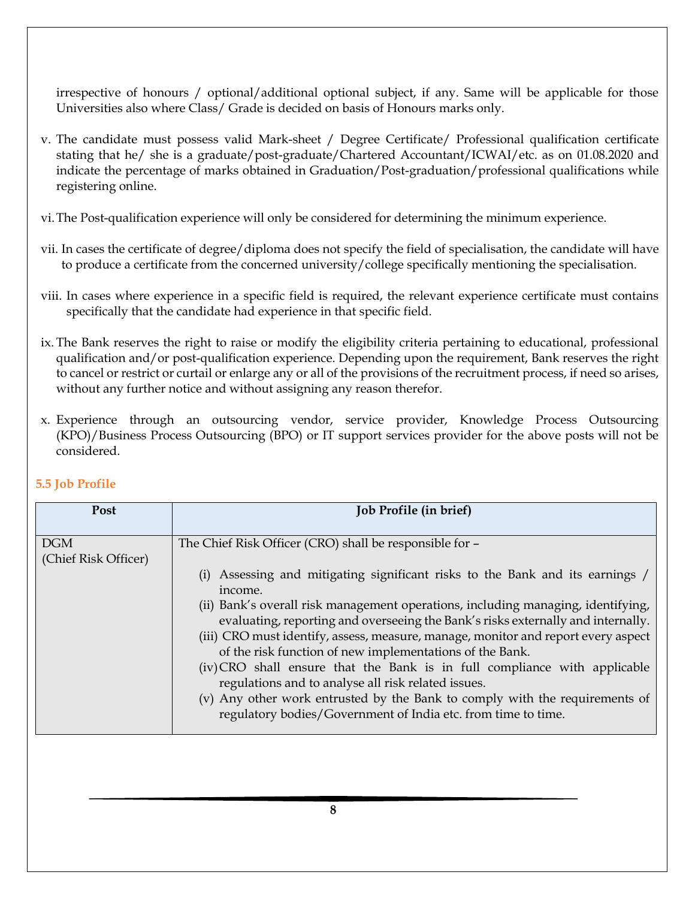irrespective of honours / optional/additional optional subject, if any. Same will be applicable for those Universities also where Class/ Grade is decided on basis of Honours marks only.

v. The candidate must possess valid Mark-sheet / Degree Certificate/ Professional qualification certificate stating that he/ she is a graduate/post-graduate/Chartered Accountant/ICWAI/etc. as on 01.08.2020 and indicate the percentage of marks obtained in Graduation/Post-graduation/professional qualifications while registering online.

vi. The Post-qualification experience will only be considered for determining the minimum experience.

vii. In cases the certificate of degree/diploma does not specify the field of specialisation, the candidate will have to produce a certificate from the concerned university/college specifically mentioning the specialisation.

viii. In cases where experience in a specific field is required, the relevant experience certificate must contains specifically that the candidate had experience in that specific field.

ix. The Bank reserves the right to raise or modify the eligibility criteria pertaining to educational, professional qualification and/or post-qualification experience. Depending upon the requirement, Bank reserves the right to cancel or restrict or curtail or enlarge any or all of the provisions of the recruitment process, if need so arises, without any further notice and without assigning any reason therefor.

x. Experience through an outsourcing vendor, service provider, Knowledge Process Outsourcing (KPO)/Business Process Outsourcing (BPO) or IT support services provider for the above posts will not be considered.

### 5.5 Job Profile

| Post | Job Profile (in brief) |
| --- | --- |
| DGM (Chief Risk Officer) | The Chief Risk Officer (CRO) shall be responsible for – <br>(i) Assessing and mitigating significant risks to the Bank and its earnings / income.<br>(ii) Bank's overall risk management operations, including managing, identifying, evaluating, reporting and overseeing the Bank's risks externally and internally.<br>(iii) CRO must identify, assess, measure, manage, monitor and report every aspect of the risk function of new implementations of the Bank.<br>(iv) CRO shall ensure that the Bank is in full compliance with applicable regulations and to analyse all risk related issues.<br>(v) Any other work entrusted by the Bank to comply with the requirements of regulatory bodies/Government of India etc. from time to time. |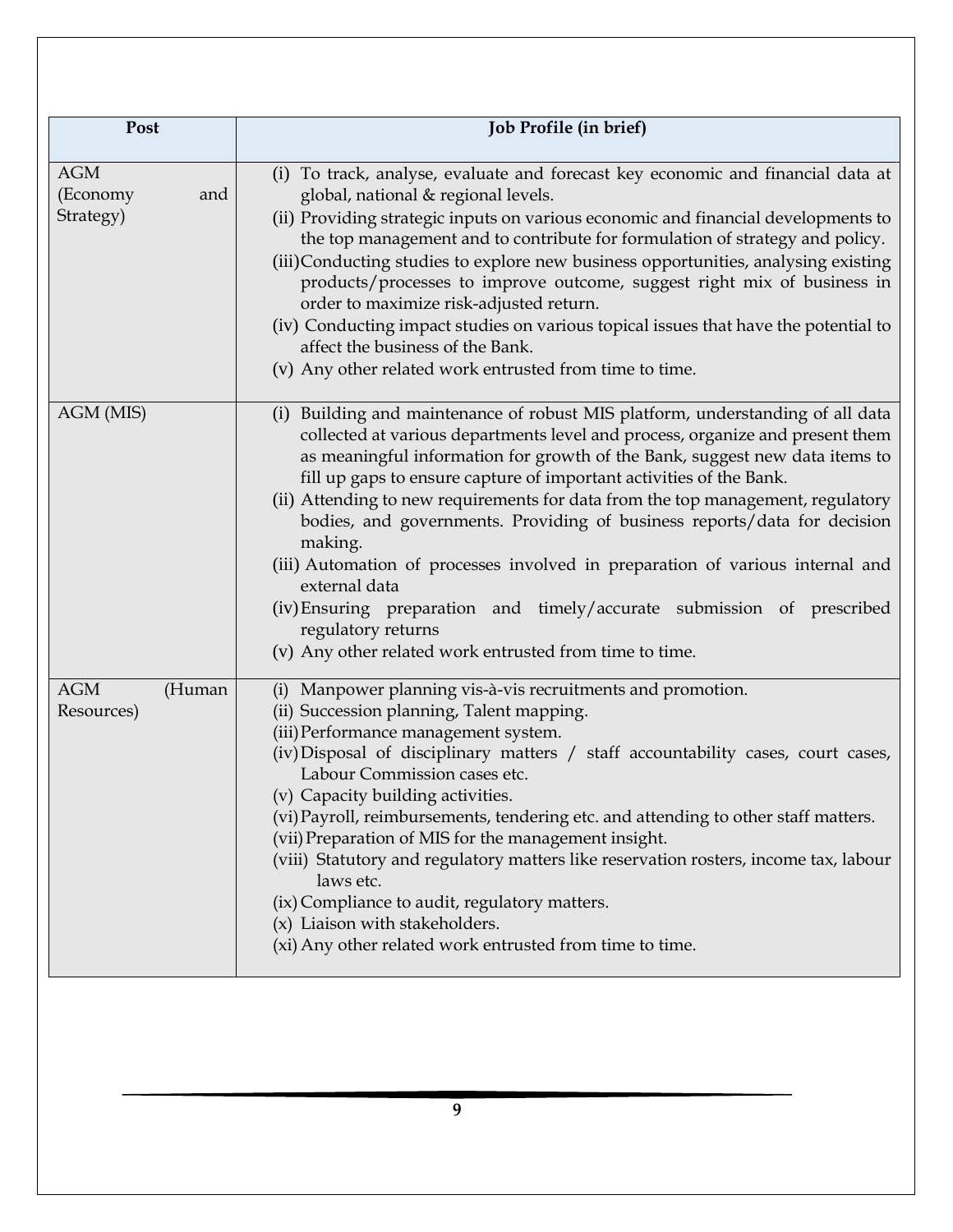| Post | Job Profile (in brief) |
|---|---|
| AGM (Economy and Strategy) | (i) To track, analyse, evaluate and forecast key economic and financial data at global, national & regional levels.<br>(ii) Providing strategic inputs on various economic and financial developments to the top management and to contribute for formulation of strategy and policy.<br>(iii) Conducting studies to explore new business opportunities, analysing existing products/processes to improve outcome, suggest right mix of business in order to maximize risk-adjusted return.<br>(iv) Conducting impact studies on various topical issues that have the potential to affect the business of the Bank.<br>(v) Any other related work entrusted from time to time. |
| AGM (MIS) | (i) Building and maintenance of robust MIS platform, understanding of all data collected at various departments level and process, organize and present them as meaningful information for growth of the Bank, suggest new data items to fill up gaps to ensure capture of important activities of the Bank.<br>(ii) Attending to new requirements for data from the top management, regulatory bodies, and governments. Providing of business reports/data for decision making.<br>(iii) Automation of processes involved in preparation of various internal and external data<br>(iv) Ensuring preparation and timely/accurate submission of prescribed regulatory returns<br>(v) Any other related work entrusted from time to time. |
| AGM (Human Resources) | (i) Manpower planning vis-à-vis recruitments and promotion.<br>(ii) Succession planning, Talent mapping.<br>(iii) Performance management system.<br>(iv) Disposal of disciplinary matters / staff accountability cases, court cases, Labour Commission cases etc.<br>(v) Capacity building activities.<br>(vi) Payroll, reimbursements, tendering etc. and attending to other staff matters.<br>(vii) Preparation of MIS for the management insight.<br>(viii) Statutory and regulatory matters like reservation rosters, income tax, labour laws etc.<br>(ix) Compliance to audit, regulatory matters.<br>(x) Liaison with stakeholders.<br>(xi) Any other related work entrusted from time to time. |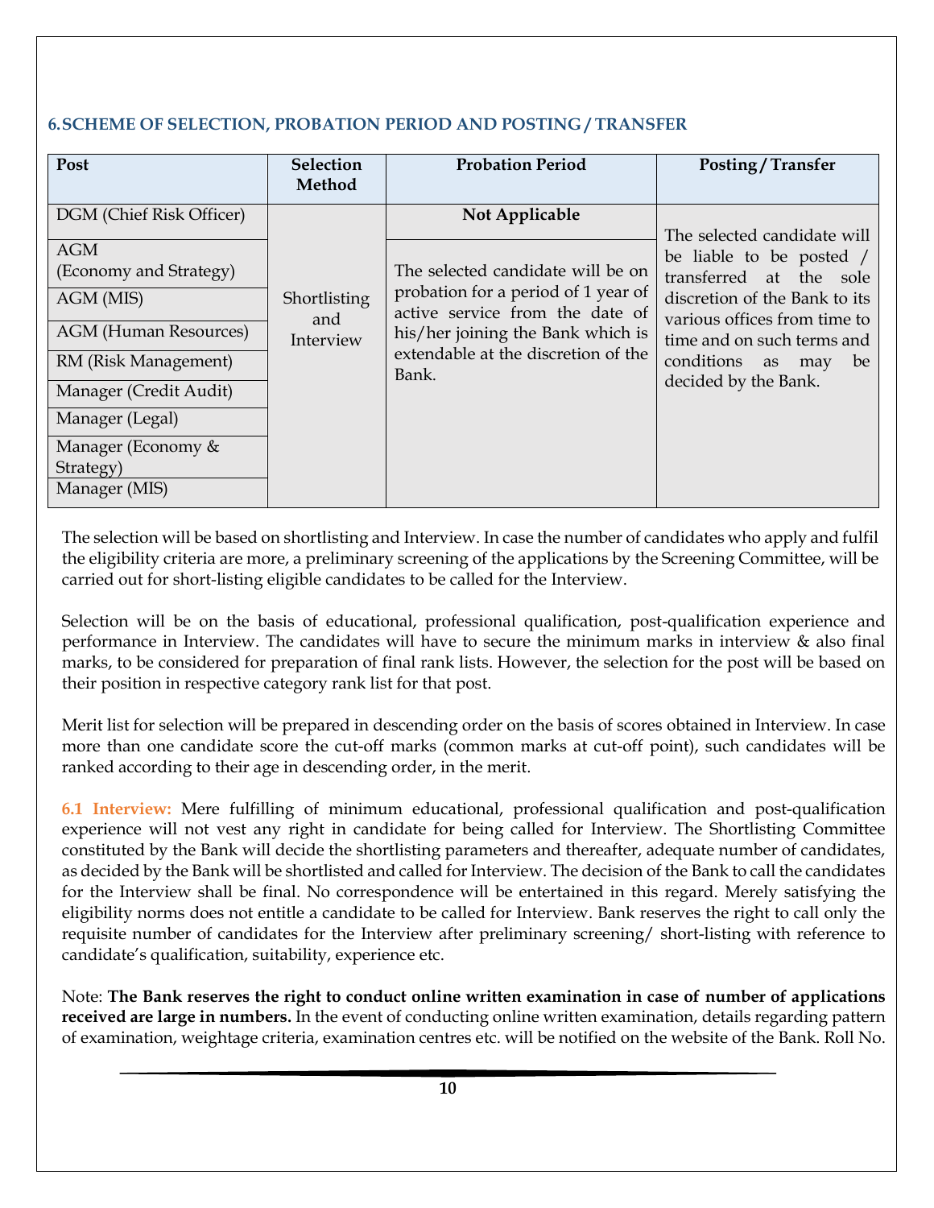## 6. SCHEME OF SELECTION, PROBATION PERIOD AND POSTING / TRANSFER

| Post | Selection Method | Probation Period | Posting / Transfer |
| --- | --- | --- | --- |
| DGM (Chief Risk Officer) | Shortlisting and Interview | **Not Applicable** | The selected candidate will be liable to be posted / transferred at the sole discretion of the Bank to its various offices from time to time and on such terms and conditions as may be decided by the Bank. |
| AGM (Economy and Strategy) | | The selected candidate will be on probation for a period of 1 year of active service from the date of his/her joining the Bank which is extendable at the discretion of the Bank. | |
| AGM (MIS) | | | |
| AGM (Human Resources) | | | |
| RM (Risk Management) | | | |
| Manager (Credit Audit) | | | |
| Manager (Legal) | | | |
| Manager (Economy & Strategy) | | | |
| Manager (MIS) | | | |

The selection will be based on shortlisting and Interview. In case the number of candidates who apply and fulfil the eligibility criteria are more, a preliminary screening of the applications by the Screening Committee, will be carried out for short-listing eligible candidates to be called for the Interview.

Selection will be on the basis of educational, professional qualification, post-qualification experience and performance in Interview. The candidates will have to secure the minimum marks in interview & also final marks, to be considered for preparation of final rank lists. However, the selection for the post will be based on their position in respective category rank list for that post.

Merit list for selection will be prepared in descending order on the basis of scores obtained in Interview. In case more than one candidate score the cut-off marks (common marks at cut-off point), such candidates will be ranked according to their age in descending order, in the merit.

**6.1 Interview:** Mere fulfilling of minimum educational, professional qualification and post-qualification experience will not vest any right in candidate for being called for Interview. The Shortlisting Committee constituted by the Bank will decide the shortlisting parameters and thereafter, adequate number of candidates, as decided by the Bank will be shortlisted and called for Interview. The decision of the Bank to call the candidates for the Interview shall be final. No correspondence will be entertained in this regard. Merely satisfying the eligibility norms does not entitle a candidate to be called for Interview. Bank reserves the right to call only the requisite number of candidates for the Interview after preliminary screening/ short-listing with reference to candidate's qualification, suitability, experience etc.

Note: **The Bank reserves the right to conduct online written examination in case of number of applications received are large in numbers.** In the event of conducting online written examination, details regarding pattern of examination, weightage criteria, examination centres etc. will be notified on the website of the Bank. Roll No.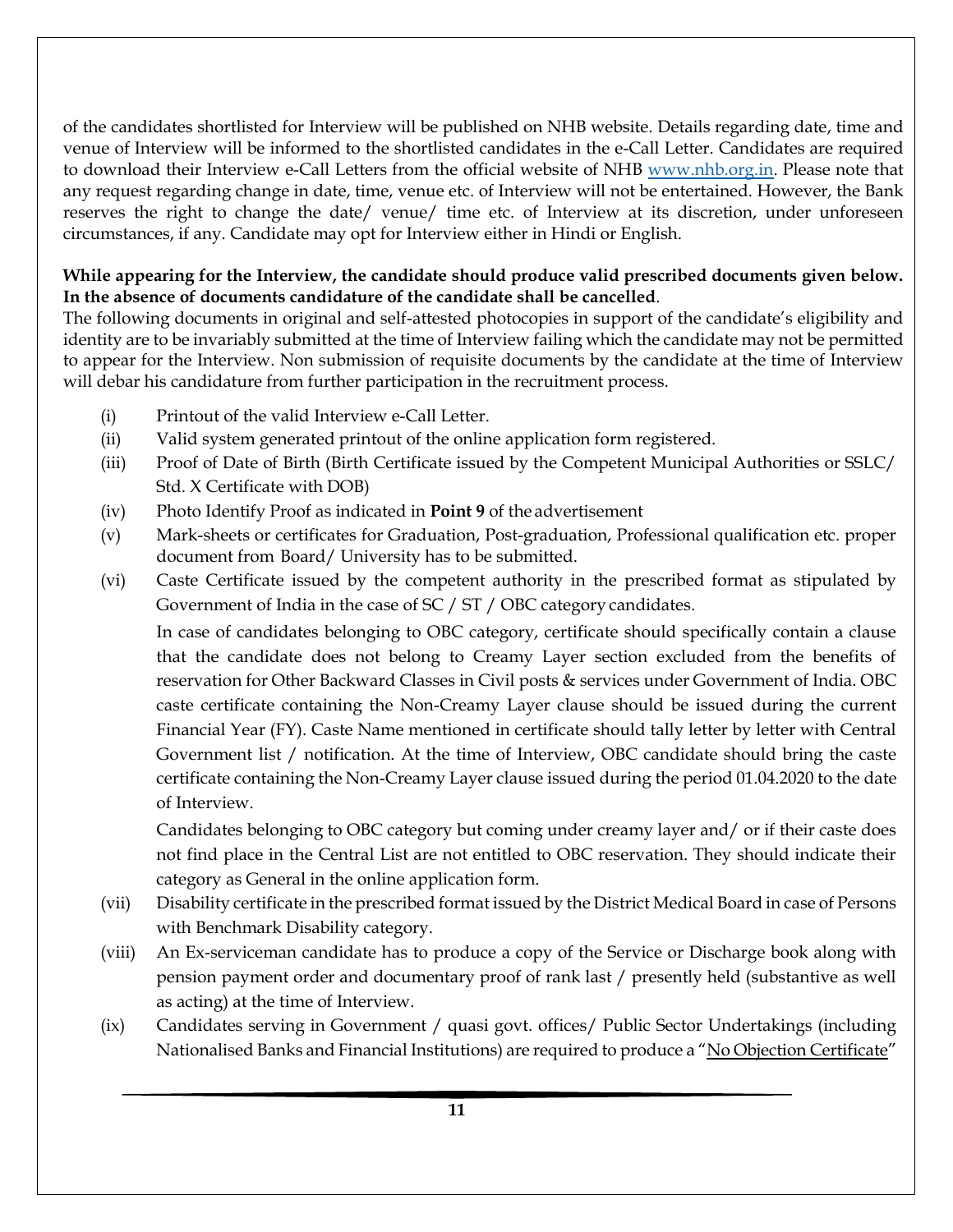of the candidates shortlisted for Interview will be published on NHB website. Details regarding date, time and venue of Interview will be informed to the shortlisted candidates in the e-Call Letter. Candidates are required to download their Interview e-Call Letters from the official website of NHB [www.nhb.org.in](http://www.nhb.org.in). Please note that any request regarding change in date, time, venue etc. of Interview will not be entertained. However, the Bank reserves the right to change the date/ venue/ time etc. of Interview at its discretion, under unforeseen circumstances, if any. Candidate may opt for Interview either in Hindi or English.

**While appearing for the Interview, the candidate should produce valid prescribed documents given below. In the absence of documents candidature of the candidate shall be cancelled**.

The following documents in original and self-attested photocopies in support of the candidate's eligibility and identity are to be invariably submitted at the time of Interview failing which the candidate may not be permitted to appear for the Interview. Non submission of requisite documents by the candidate at the time of Interview will debar his candidature from further participation in the recruitment process.

(i) Printout of the valid Interview e-Call Letter.

(ii) Valid system generated printout of the online application form registered.

(iii) Proof of Date of Birth (Birth Certificate issued by the Competent Municipal Authorities or SSLC/ Std. X Certificate with DOB)

(iv) Photo Identify Proof as indicated in **Point 9** of the advertisement

(v) Mark-sheets or certificates for Graduation, Post-graduation, Professional qualification etc. proper document from Board/ University has to be submitted.

(vi) Caste Certificate issued by the competent authority in the prescribed format as stipulated by Government of India in the case of SC / ST / OBC category candidates.

In case of candidates belonging to OBC category, certificate should specifically contain a clause that the candidate does not belong to Creamy Layer section excluded from the benefits of reservation for Other Backward Classes in Civil posts & services under Government of India. OBC caste certificate containing the Non-Creamy Layer clause should be issued during the current Financial Year (FY). Caste Name mentioned in certificate should tally letter by letter with Central Government list / notification. At the time of Interview, OBC candidate should bring the caste certificate containing the Non-Creamy Layer clause issued during the period 01.04.2020 to the date of Interview.

Candidates belonging to OBC category but coming under creamy layer and/ or if their caste does not find place in the Central List are not entitled to OBC reservation. They should indicate their category as General in the online application form.

(vii) Disability certificate in the prescribed format issued by the District Medical Board in case of Persons with Benchmark Disability category.

(viii) An Ex-serviceman candidate has to produce a copy of the Service or Discharge book along with pension payment order and documentary proof of rank last / presently held (substantive as well as acting) at the time of Interview.

(ix) Candidates serving in Government / quasi govt. offices/ Public Sector Undertakings (including Nationalised Banks and Financial Institutions) are required to produce a "No Objection Certificate"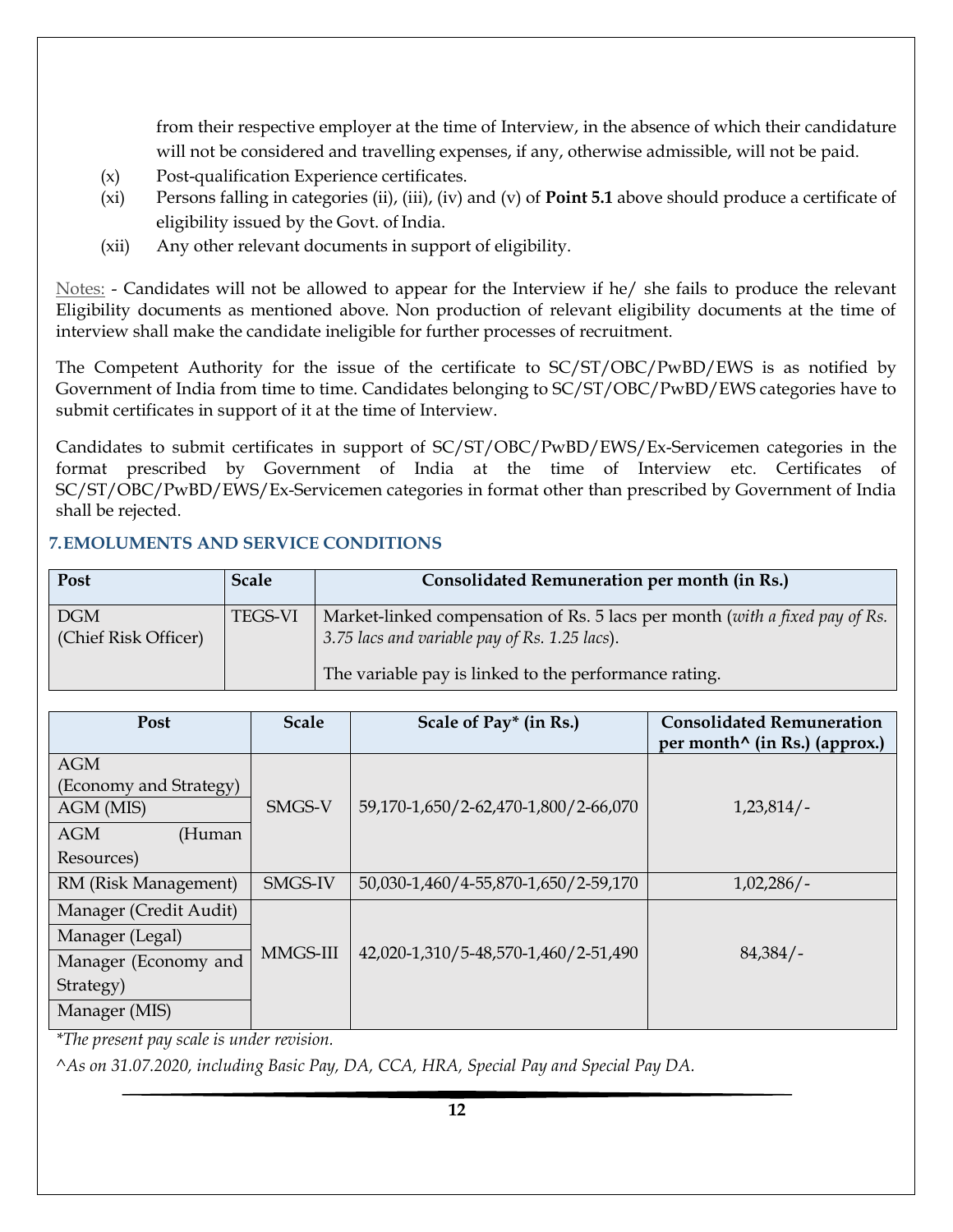from their respective employer at the time of Interview, in the absence of which their candidature will not be considered and travelling expenses, if any, otherwise admissible, will not be paid.

(x) Post-qualification Experience certificates.

(xi) Persons falling in categories (ii), (iii), (iv) and (v) of **Point 5.1** above should produce a certificate of eligibility issued by the Govt. of India.

(xii) Any other relevant documents in support of eligibility.

Notes: - Candidates will not be allowed to appear for the Interview if he/ she fails to produce the relevant Eligibility documents as mentioned above. Non production of relevant eligibility documents at the time of interview shall make the candidate ineligible for further processes of recruitment.

The Competent Authority for the issue of the certificate to SC/ST/OBC/PwBD/EWS is as notified by Government of India from time to time. Candidates belonging to SC/ST/OBC/PwBD/EWS categories have to submit certificates in support of it at the time of Interview.

Candidates to submit certificates in support of SC/ST/OBC/PwBD/EWS/Ex-Servicemen categories in the format prescribed by Government of India at the time of Interview etc. Certificates of SC/ST/OBC/PwBD/EWS/Ex-Servicemen categories in format other than prescribed by Government of India shall be rejected.

## 7. EMOLUMENTS AND SERVICE CONDITIONS

| Post | Scale | Consolidated Remuneration per month (in Rs.) |
|---|---|---|
| DGM (Chief Risk Officer) | TEGS-VI | Market-linked compensation of Rs. 5 lacs per month (*with a fixed pay of Rs. 3.75 lacs and variable pay of Rs. 1.25 lacs*). The variable pay is linked to the performance rating. |

| Post | Scale | Scale of Pay* (in Rs.) | Consolidated Remuneration per month^ (in Rs.) (approx.) |
|---|---|---|---|
| AGM (Economy and Strategy)<br>AGM (MIS)<br>AGM (Human Resources) | SMGS-V | 59,170-1,650/2-62,470-1,800/2-66,070 | 1,23,814/- |
| RM (Risk Management) | SMGS-IV | 50,030-1,460/4-55,870-1,650/2-59,170 | 1,02,286/- |
| Manager (Credit Audit)<br>Manager (Legal)<br>Manager (Economy and Strategy)<br>Manager (MIS) | MMGS-III | 42,020-1,310/5-48,570-1,460/2-51,490 | 84,384/- |

*\*The present pay scale is under revision.*

*^As on 31.07.2020, including Basic Pay, DA, CCA, HRA, Special Pay and Special Pay DA.*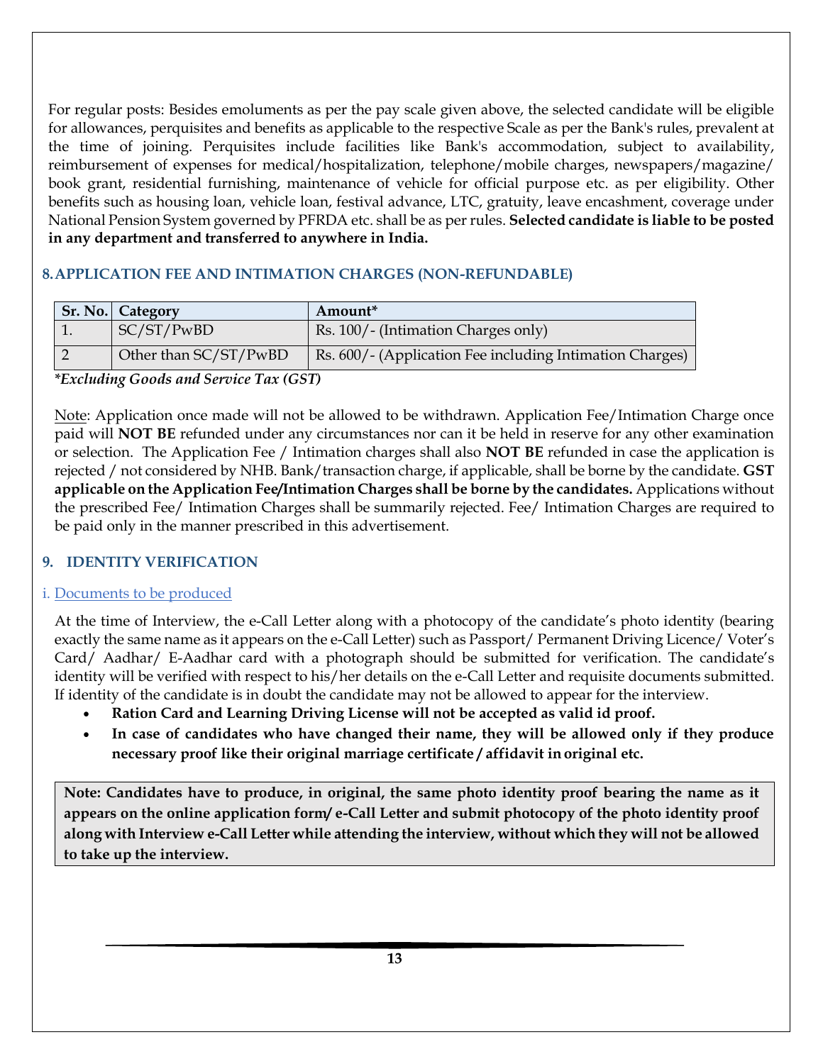For regular posts: Besides emoluments as per the pay scale given above, the selected candidate will be eligible for allowances, perquisites and benefits as applicable to the respective Scale as per the Bank's rules, prevalent at the time of joining. Perquisites include facilities like Bank's accommodation, subject to availability, reimbursement of expenses for medical/hospitalization, telephone/mobile charges, newspapers/magazine/ book grant, residential furnishing, maintenance of vehicle for official purpose etc. as per eligibility. Other benefits such as housing loan, vehicle loan, festival advance, LTC, gratuity, leave encashment, coverage under National Pension System governed by PFRDA etc. shall be as per rules. **Selected candidate is liable to be posted in any department and transferred to anywhere in India.**

## 8. APPLICATION FEE AND INTIMATION CHARGES (NON-REFUNDABLE)

| Sr. No. | Category | Amount* |
|---|---|---|
| 1. | SC/ST/PwBD | Rs. 100/- (Intimation Charges only) |
| 2 | Other than SC/ST/PwBD | Rs. 600/- (Application Fee including Intimation Charges) |

***Excluding Goods and Service Tax (GST)***

Note: Application once made will not be allowed to be withdrawn. Application Fee/Intimation Charge once paid will **NOT BE** refunded under any circumstances nor can it be held in reserve for any other examination or selection. The Application Fee / Intimation charges shall also **NOT BE** refunded in case the application is rejected / not considered by NHB. Bank/transaction charge, if applicable, shall be borne by the candidate. **GST applicable on the Application Fee/Intimation Charges shall be borne by the candidates.** Applications without the prescribed Fee/ Intimation Charges shall be summarily rejected. Fee/ Intimation Charges are required to be paid only in the manner prescribed in this advertisement.

## 9. IDENTITY VERIFICATION

### i. Documents to be produced

At the time of Interview, the e-Call Letter along with a photocopy of the candidate's photo identity (bearing exactly the same name as it appears on the e-Call Letter) such as Passport/ Permanent Driving Licence/ Voter's Card/ Aadhar/ E-Aadhar card with a photograph should be submitted for verification. The candidate's identity will be verified with respect to his/her details on the e-Call Letter and requisite documents submitted. If identity of the candidate is in doubt the candidate may not be allowed to appear for the interview.

- **Ration Card and Learning Driving License will not be accepted as valid id proof.**
- **In case of candidates who have changed their name, they will be allowed only if they produce necessary proof like their original marriage certificate / affidavit in original etc.**

**Note: Candidates have to produce, in original, the same photo identity proof bearing the name as it appears on the online application form/ e-Call Letter and submit photocopy of the photo identity proof along with Interview e-Call Letter while attending the interview, without which they will not be allowed to take up the interview.**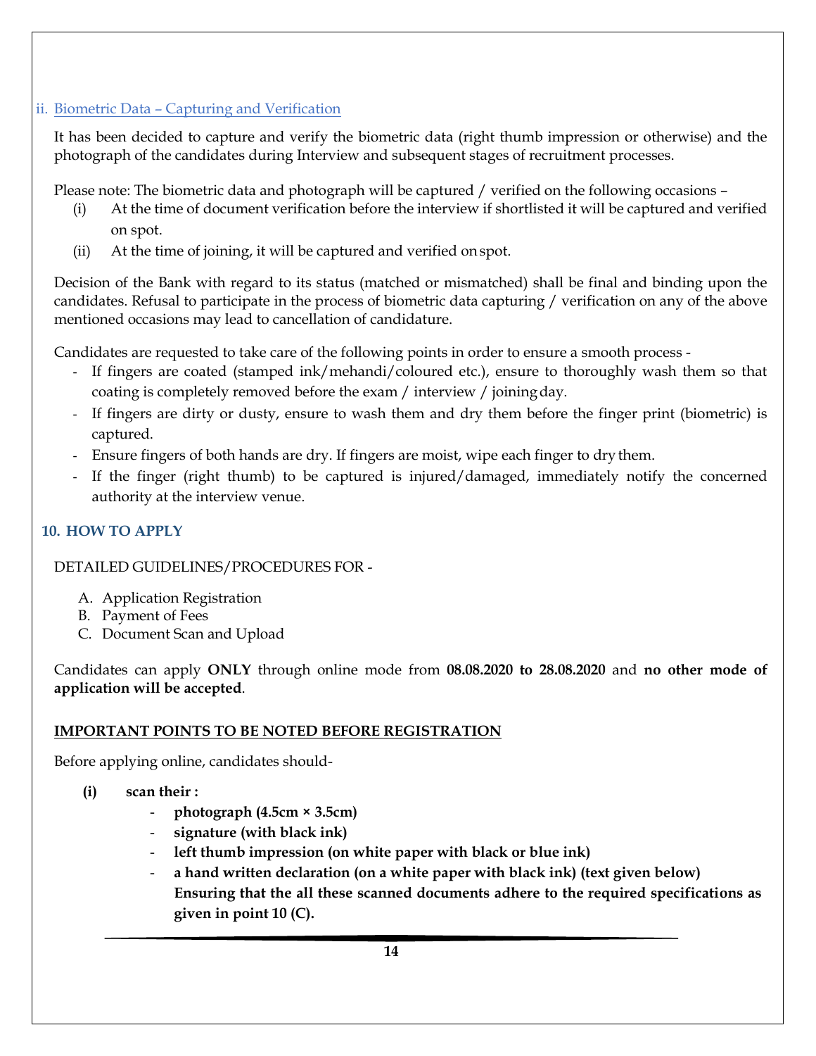### ii. Biometric Data – Capturing and Verification

It has been decided to capture and verify the biometric data (right thumb impression or otherwise) and the photograph of the candidates during Interview and subsequent stages of recruitment processes.

Please note: The biometric data and photograph will be captured / verified on the following occasions –

(i) At the time of document verification before the interview if shortlisted it will be captured and verified on spot.

(ii) At the time of joining, it will be captured and verified on spot.

Decision of the Bank with regard to its status (matched or mismatched) shall be final and binding upon the candidates. Refusal to participate in the process of biometric data capturing / verification on any of the above mentioned occasions may lead to cancellation of candidature.

Candidates are requested to take care of the following points in order to ensure a smooth process -

- If fingers are coated (stamped ink/mehandi/coloured etc.), ensure to thoroughly wash them so that coating is completely removed before the exam / interview / joining day.
- If fingers are dirty or dusty, ensure to wash them and dry them before the finger print (biometric) is captured.
- Ensure fingers of both hands are dry. If fingers are moist, wipe each finger to dry them.
- If the finger (right thumb) to be captured is injured/damaged, immediately notify the concerned authority at the interview venue.

## 10. HOW TO APPLY

DETAILED GUIDELINES/PROCEDURES FOR -

A. Application Registration
B. Payment of Fees
C. Document Scan and Upload

Candidates can apply **ONLY** through online mode from **08.08.2020 to 28.08.2020** and **no other mode of application will be accepted**.

**IMPORTANT POINTS TO BE NOTED BEFORE REGISTRATION**

Before applying online, candidates should-

**(i) scan their :**

- **photograph (4.5cm × 3.5cm)**
- **signature (with black ink)**
- **left thumb impression (on white paper with black or blue ink)**
- **a hand written declaration (on a white paper with black ink) (text given below)**
  **Ensuring that the all these scanned documents adhere to the required specifications as given in point 10 (C).**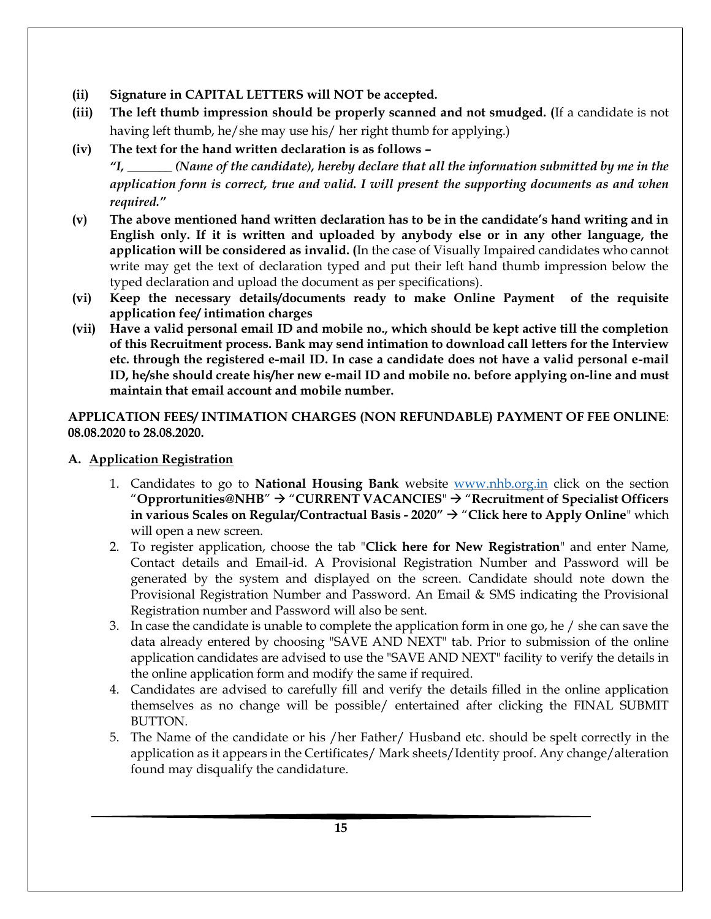**(ii) Signature in CAPITAL LETTERS will NOT be accepted.**

**(iii) The left thumb impression should be properly scanned and not smudged. (**If a candidate is not having left thumb, he/she may use his/ her right thumb for applying.)

**(iv) The text for the hand written declaration is as follows –**

***"I, _______ (Name of the candidate), hereby declare that all the information submitted by me in the application form is correct, true and valid. I will present the supporting documents as and when required."***

**(v) The above mentioned hand written declaration has to be in the candidate's hand writing and in English only. If it is written and uploaded by anybody else or in any other language, the application will be considered as invalid. (**In the case of Visually Impaired candidates who cannot write may get the text of declaration typed and put their left hand thumb impression below the typed declaration and upload the document as per specifications).

**(vi) Keep the necessary details/documents ready to make Online Payment of the requisite application fee/ intimation charges**

**(vii) Have a valid personal email ID and mobile no., which should be kept active till the completion of this Recruitment process. Bank may send intimation to download call letters for the Interview etc. through the registered e-mail ID. In case a candidate does not have a valid personal e-mail ID, he/she should create his/her new e-mail ID and mobile no. before applying on-line and must maintain that email account and mobile number.**

**APPLICATION FEES/ INTIMATION CHARGES (NON REFUNDABLE) PAYMENT OF FEE ONLINE**: **08.08.2020 to 28.08.2020.**

**A. Application Registration**

1. Candidates to go to **National Housing Bank** website www.nhb.org.in click on the section "**Opprortunities@NHB**" → "**CURRENT VACANCIES**" → "**Recruitment of Specialist Officers in various Scales on Regular/Contractual Basis - 2020"** → "**Click here to Apply Online**" which will open a new screen.
2. To register application, choose the tab "**Click here for New Registration**" and enter Name, Contact details and Email-id. A Provisional Registration Number and Password will be generated by the system and displayed on the screen. Candidate should note down the Provisional Registration Number and Password. An Email & SMS indicating the Provisional Registration number and Password will also be sent.
3. In case the candidate is unable to complete the application form in one go, he / she can save the data already entered by choosing "SAVE AND NEXT" tab. Prior to submission of the online application candidates are advised to use the "SAVE AND NEXT" facility to verify the details in the online application form and modify the same if required.
4. Candidates are advised to carefully fill and verify the details filled in the online application themselves as no change will be possible/ entertained after clicking the FINAL SUBMIT BUTTON.
5. The Name of the candidate or his /her Father/ Husband etc. should be spelt correctly in the application as it appears in the Certificates/ Mark sheets/Identity proof. Any change/alteration found may disqualify the candidature.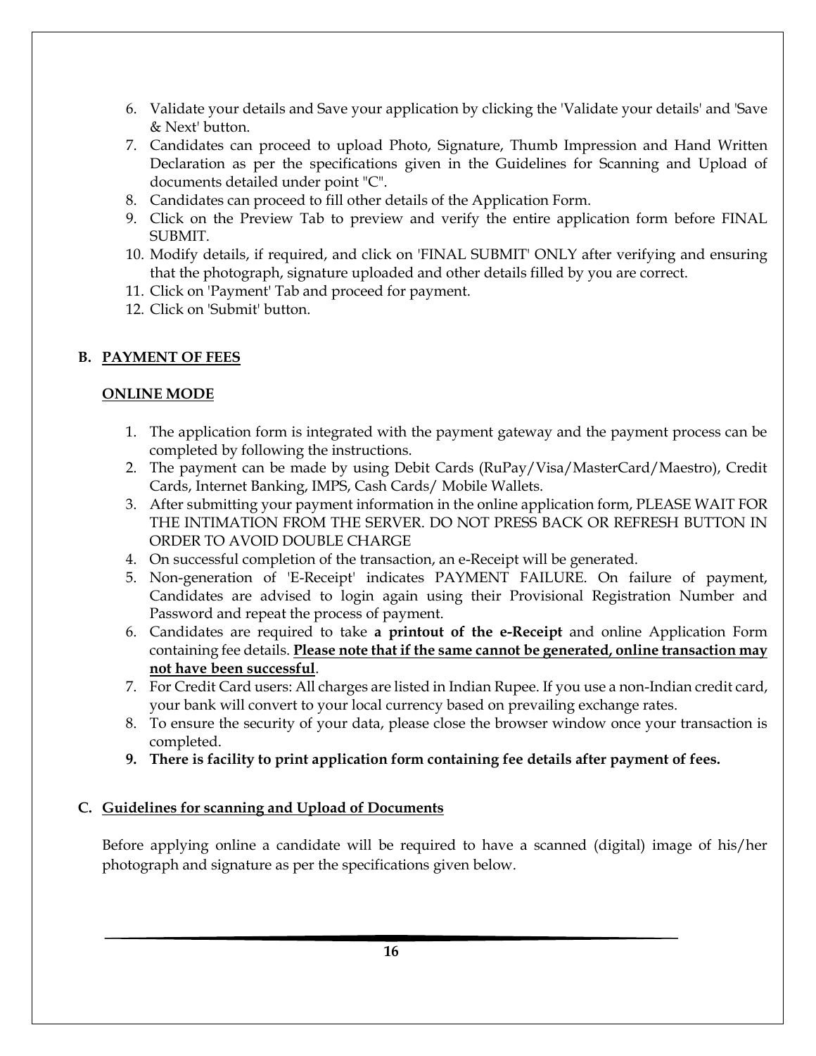6. Validate your details and Save your application by clicking the 'Validate your details' and 'Save & Next' button.
7. Candidates can proceed to upload Photo, Signature, Thumb Impression and Hand Written Declaration as per the specifications given in the Guidelines for Scanning and Upload of documents detailed under point "C".
8. Candidates can proceed to fill other details of the Application Form.
9. Click on the Preview Tab to preview and verify the entire application form before FINAL SUBMIT.
10. Modify details, if required, and click on 'FINAL SUBMIT' ONLY after verifying and ensuring that the photograph, signature uploaded and other details filled by you are correct.
11. Click on 'Payment' Tab and proceed for payment.
12. Click on 'Submit' button.

## B. PAYMENT OF FEES

### ONLINE MODE

1. The application form is integrated with the payment gateway and the payment process can be completed by following the instructions.
2. The payment can be made by using Debit Cards (RuPay/Visa/MasterCard/Maestro), Credit Cards, Internet Banking, IMPS, Cash Cards/ Mobile Wallets.
3. After submitting your payment information in the online application form, PLEASE WAIT FOR THE INTIMATION FROM THE SERVER. DO NOT PRESS BACK OR REFRESH BUTTON IN ORDER TO AVOID DOUBLE CHARGE
4. On successful completion of the transaction, an e-Receipt will be generated.
5. Non-generation of 'E-Receipt' indicates PAYMENT FAILURE. On failure of payment, Candidates are advised to login again using their Provisional Registration Number and Password and repeat the process of payment.
6. Candidates are required to take **a printout of the e-Receipt** and online Application Form containing fee details. **Please note that if the same cannot be generated, online transaction may not have been successful**.
7. For Credit Card users: All charges are listed in Indian Rupee. If you use a non-Indian credit card, your bank will convert to your local currency based on prevailing exchange rates.
8. To ensure the security of your data, please close the browser window once your transaction is completed.
9. **There is facility to print application form containing fee details after payment of fees.**

## C. Guidelines for scanning and Upload of Documents

Before applying online a candidate will be required to have a scanned (digital) image of his/her photograph and signature as per the specifications given below.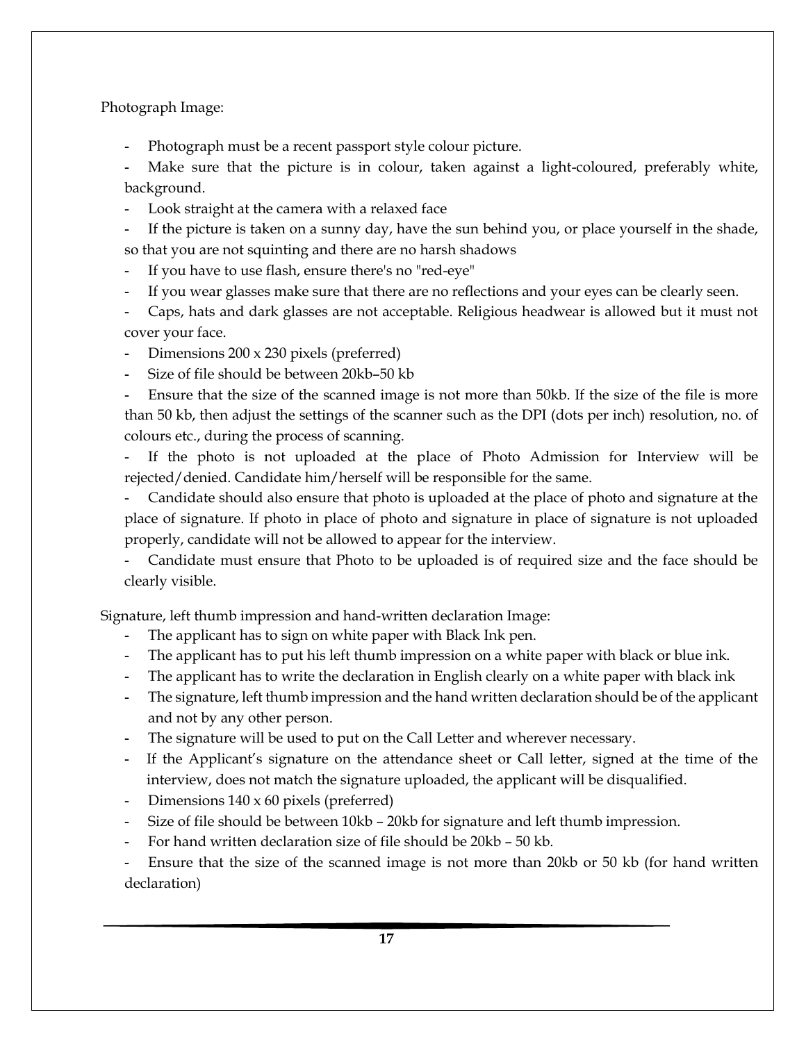Photograph Image:

- Photograph must be a recent passport style colour picture.
- Make sure that the picture is in colour, taken against a light-coloured, preferably white, background.
- Look straight at the camera with a relaxed face
- If the picture is taken on a sunny day, have the sun behind you, or place yourself in the shade, so that you are not squinting and there are no harsh shadows
- If you have to use flash, ensure there's no "red-eye"
- If you wear glasses make sure that there are no reflections and your eyes can be clearly seen.
- Caps, hats and dark glasses are not acceptable. Religious headwear is allowed but it must not cover your face.
- Dimensions 200 x 230 pixels (preferred)
- Size of file should be between 20kb–50 kb
- Ensure that the size of the scanned image is not more than 50kb. If the size of the file is more than 50 kb, then adjust the settings of the scanner such as the DPI (dots per inch) resolution, no. of colours etc., during the process of scanning.
- If the photo is not uploaded at the place of Photo Admission for Interview will be rejected/denied. Candidate him/herself will be responsible for the same.
- Candidate should also ensure that photo is uploaded at the place of photo and signature at the place of signature. If photo in place of photo and signature in place of signature is not uploaded properly, candidate will not be allowed to appear for the interview.
- Candidate must ensure that Photo to be uploaded is of required size and the face should be clearly visible.

Signature, left thumb impression and hand-written declaration Image:

- The applicant has to sign on white paper with Black Ink pen.
- The applicant has to put his left thumb impression on a white paper with black or blue ink.
- The applicant has to write the declaration in English clearly on a white paper with black ink
- The signature, left thumb impression and the hand written declaration should be of the applicant and not by any other person.
- The signature will be used to put on the Call Letter and wherever necessary.
- If the Applicant's signature on the attendance sheet or Call letter, signed at the time of the interview, does not match the signature uploaded, the applicant will be disqualified.
- Dimensions 140 x 60 pixels (preferred)
- Size of file should be between 10kb – 20kb for signature and left thumb impression.
- For hand written declaration size of file should be 20kb – 50 kb.
- Ensure that the size of the scanned image is not more than 20kb or 50 kb (for hand written declaration)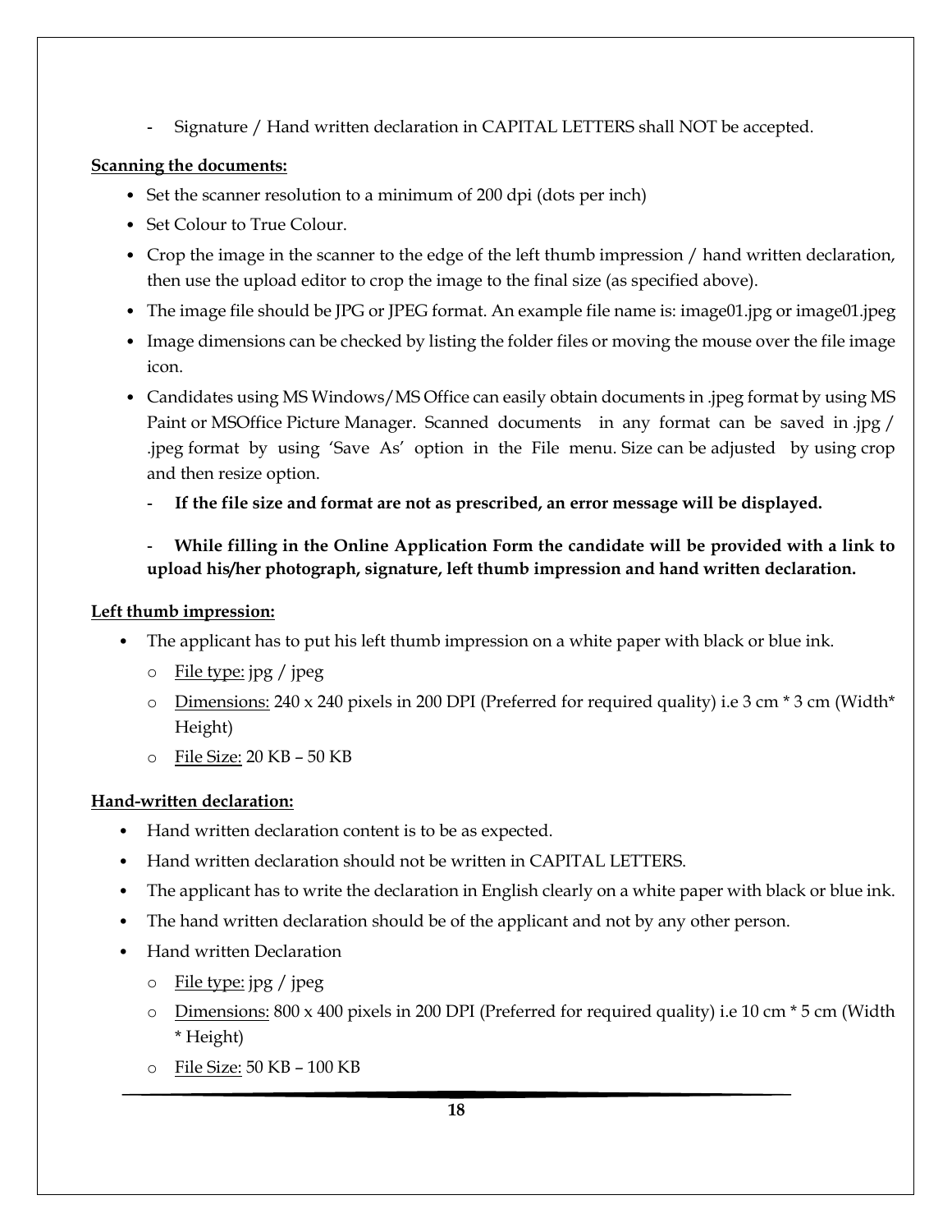- Signature / Hand written declaration in CAPITAL LETTERS shall NOT be accepted.

**Scanning the documents:**

- Set the scanner resolution to a minimum of 200 dpi (dots per inch)
- Set Colour to True Colour.
- Crop the image in the scanner to the edge of the left thumb impression / hand written declaration, then use the upload editor to crop the image to the final size (as specified above).
- The image file should be JPG or JPEG format. An example file name is: image01.jpg or image01.jpeg
- Image dimensions can be checked by listing the folder files or moving the mouse over the file image icon.
- Candidates using MS Windows/MS Office can easily obtain documents in .jpeg format by using MS Paint or MSOffice Picture Manager. Scanned documents in any format can be saved in .jpg / .jpeg format by using 'Save As' option in the File menu. Size can be adjusted by using crop and then resize option.
  - **If the file size and format are not as prescribed, an error message will be displayed.**
  - **While filling in the Online Application Form the candidate will be provided with a link to upload his/her photograph, signature, left thumb impression and hand written declaration.**

**Left thumb impression:**

- The applicant has to put his left thumb impression on a white paper with black or blue ink.
  - File type: jpg / jpeg
  - Dimensions: 240 x 240 pixels in 200 DPI (Preferred for required quality) i.e 3 cm * 3 cm (Width* Height)
  - File Size: 20 KB – 50 KB

**Hand-written declaration:**

- Hand written declaration content is to be as expected.
- Hand written declaration should not be written in CAPITAL LETTERS.
- The applicant has to write the declaration in English clearly on a white paper with black or blue ink.
- The hand written declaration should be of the applicant and not by any other person.
- Hand written Declaration
  - File type: jpg / jpeg
  - Dimensions: 800 x 400 pixels in 200 DPI (Preferred for required quality) i.e 10 cm * 5 cm (Width * Height)
  - File Size: 50 KB – 100 KB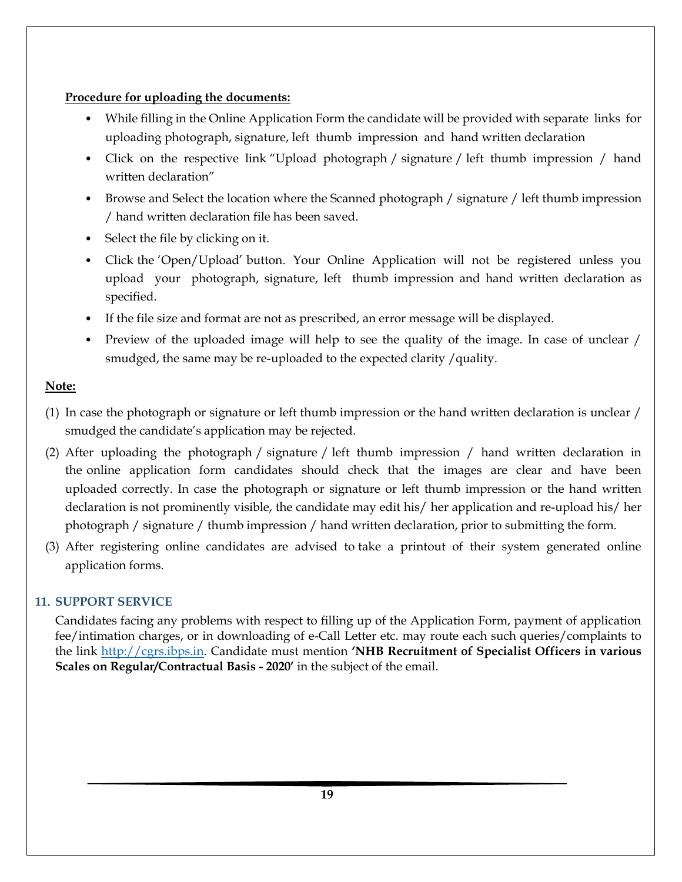**Procedure for uploading the documents:**

- While filling in the Online Application Form the candidate will be provided with separate links for uploading photograph, signature, left thumb impression and hand written declaration
- Click on the respective link "Upload photograph / signature / left thumb impression / hand written declaration"
- Browse and Select the location where the Scanned photograph / signature / left thumb impression / hand written declaration file has been saved.
- Select the file by clicking on it.
- Click the 'Open/Upload' button. Your Online Application will not be registered unless you upload your photograph, signature, left thumb impression and hand written declaration as specified.
- If the file size and format are not as prescribed, an error message will be displayed.
- Preview of the uploaded image will help to see the quality of the image. In case of unclear / smudged, the same may be re-uploaded to the expected clarity /quality.

**Note:**

(1) In case the photograph or signature or left thumb impression or the hand written declaration is unclear / smudged the candidate's application may be rejected.

(2) After uploading the photograph / signature / left thumb impression / hand written declaration in the online application form candidates should check that the images are clear and have been uploaded correctly. In case the photograph or signature or left thumb impression or the hand written declaration is not prominently visible, the candidate may edit his/ her application and re-upload his/ her photograph / signature / thumb impression / hand written declaration, prior to submitting the form.

(3) After registering online candidates are advised to take a printout of their system generated online application forms.

## 11. SUPPORT SERVICE

Candidates facing any problems with respect to filling up of the Application Form, payment of application fee/intimation charges, or in downloading of e-Call Letter etc. may route each such queries/complaints to the link http://cgrs.ibps.in. Candidate must mention **'NHB Recruitment of Specialist Officers in various Scales on Regular/Contractual Basis - 2020'** in the subject of the email.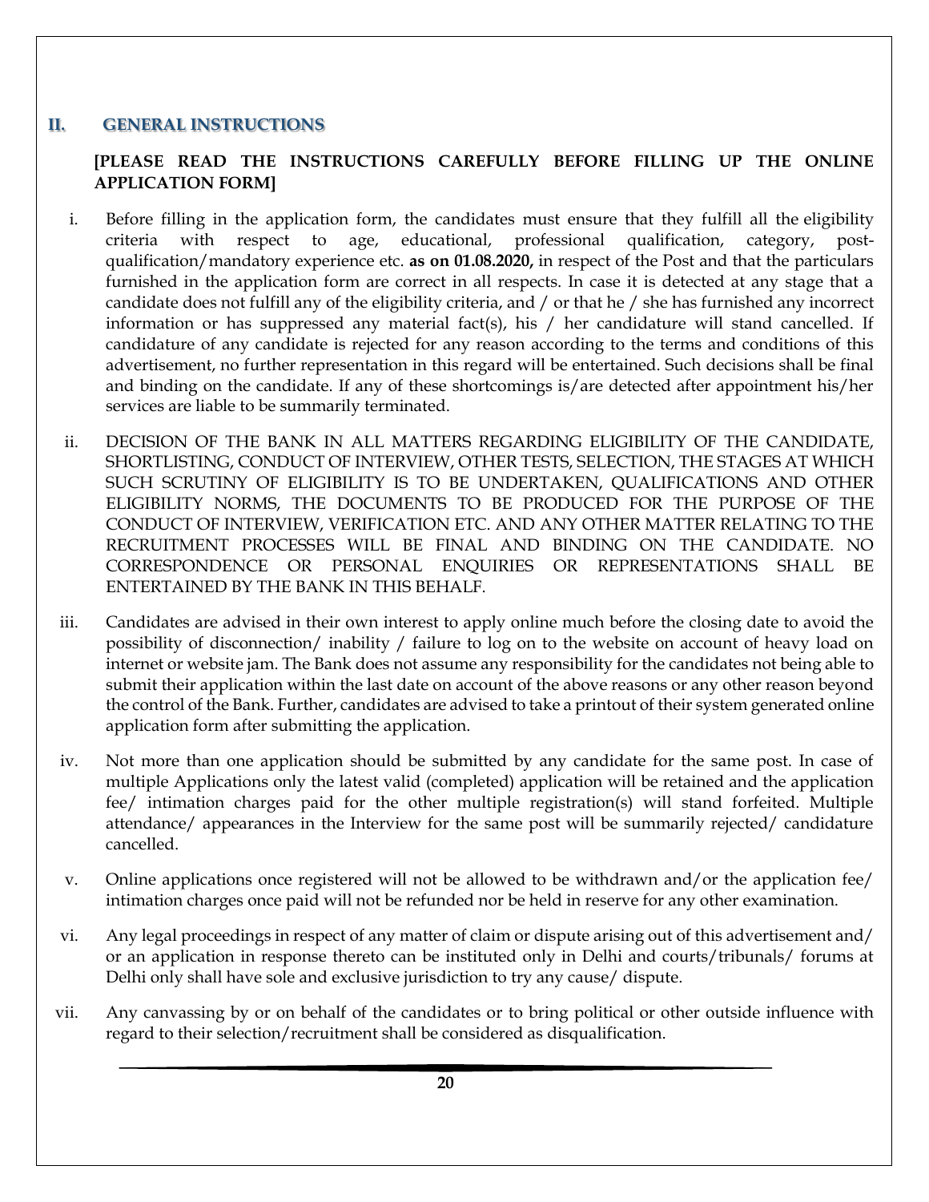## II. GENERAL INSTRUCTIONS

**[PLEASE READ THE INSTRUCTIONS CAREFULLY BEFORE FILLING UP THE ONLINE APPLICATION FORM]**

i. Before filling in the application form, the candidates must ensure that they fulfill all the eligibility criteria with respect to age, educational, professional qualification, category, post-qualification/mandatory experience etc. **as on 01.08.2020,** in respect of the Post and that the particulars furnished in the application form are correct in all respects. In case it is detected at any stage that a candidate does not fulfill any of the eligibility criteria, and / or that he / she has furnished any incorrect information or has suppressed any material fact(s), his / her candidature will stand cancelled. If candidature of any candidate is rejected for any reason according to the terms and conditions of this advertisement, no further representation in this regard will be entertained. Such decisions shall be final and binding on the candidate. If any of these shortcomings is/are detected after appointment his/her services are liable to be summarily terminated.

ii. DECISION OF THE BANK IN ALL MATTERS REGARDING ELIGIBILITY OF THE CANDIDATE, SHORTLISTING, CONDUCT OF INTERVIEW, OTHER TESTS, SELECTION, THE STAGES AT WHICH SUCH SCRUTINY OF ELIGIBILITY IS TO BE UNDERTAKEN, QUALIFICATIONS AND OTHER ELIGIBILITY NORMS, THE DOCUMENTS TO BE PRODUCED FOR THE PURPOSE OF THE CONDUCT OF INTERVIEW, VERIFICATION ETC. AND ANY OTHER MATTER RELATING TO THE RECRUITMENT PROCESSES WILL BE FINAL AND BINDING ON THE CANDIDATE. NO CORRESPONDENCE OR PERSONAL ENQUIRIES OR REPRESENTATIONS SHALL BE ENTERTAINED BY THE BANK IN THIS BEHALF.

iii. Candidates are advised in their own interest to apply online much before the closing date to avoid the possibility of disconnection/ inability / failure to log on to the website on account of heavy load on internet or website jam. The Bank does not assume any responsibility for the candidates not being able to submit their application within the last date on account of the above reasons or any other reason beyond the control of the Bank. Further, candidates are advised to take a printout of their system generated online application form after submitting the application.

iv. Not more than one application should be submitted by any candidate for the same post. In case of multiple Applications only the latest valid (completed) application will be retained and the application fee/ intimation charges paid for the other multiple registration(s) will stand forfeited. Multiple attendance/ appearances in the Interview for the same post will be summarily rejected/ candidature cancelled.

v. Online applications once registered will not be allowed to be withdrawn and/or the application fee/ intimation charges once paid will not be refunded nor be held in reserve for any other examination.

vi. Any legal proceedings in respect of any matter of claim or dispute arising out of this advertisement and/ or an application in response thereto can be instituted only in Delhi and courts/tribunals/ forums at Delhi only shall have sole and exclusive jurisdiction to try any cause/ dispute.

vii. Any canvassing by or on behalf of the candidates or to bring political or other outside influence with regard to their selection/recruitment shall be considered as disqualification.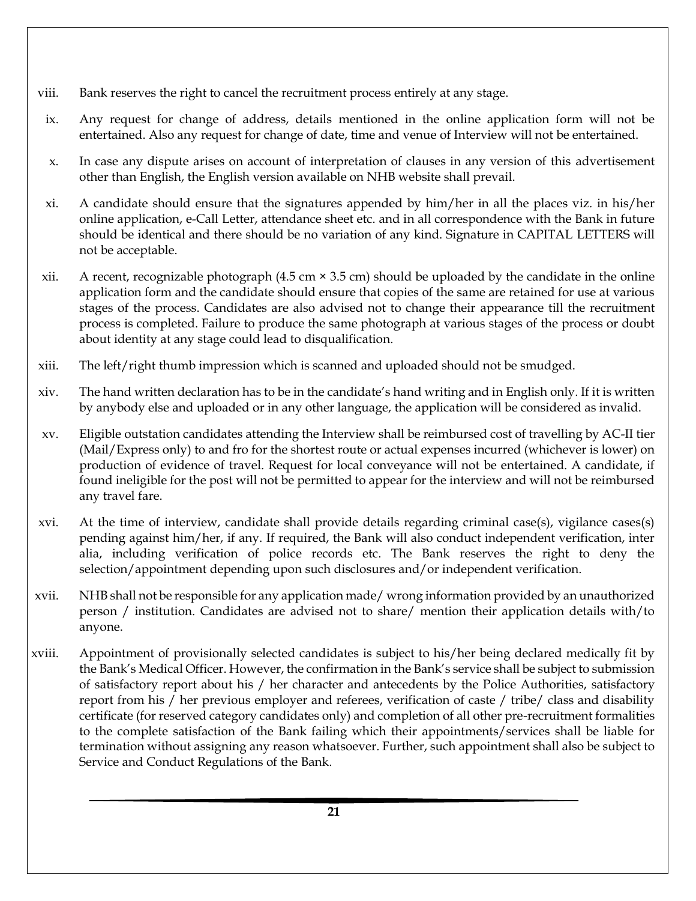viii. Bank reserves the right to cancel the recruitment process entirely at any stage.

ix. Any request for change of address, details mentioned in the online application form will not be entertained. Also any request for change of date, time and venue of Interview will not be entertained.

x. In case any dispute arises on account of interpretation of clauses in any version of this advertisement other than English, the English version available on NHB website shall prevail.

xi. A candidate should ensure that the signatures appended by him/her in all the places viz. in his/her online application, e-Call Letter, attendance sheet etc. and in all correspondence with the Bank in future should be identical and there should be no variation of any kind. Signature in CAPITAL LETTERS will not be acceptable.

xii. A recent, recognizable photograph (4.5 cm × 3.5 cm) should be uploaded by the candidate in the online application form and the candidate should ensure that copies of the same are retained for use at various stages of the process. Candidates are also advised not to change their appearance till the recruitment process is completed. Failure to produce the same photograph at various stages of the process or doubt about identity at any stage could lead to disqualification.

xiii. The left/right thumb impression which is scanned and uploaded should not be smudged.

xiv. The hand written declaration has to be in the candidate's hand writing and in English only. If it is written by anybody else and uploaded or in any other language, the application will be considered as invalid.

xv. Eligible outstation candidates attending the Interview shall be reimbursed cost of travelling by AC-II tier (Mail/Express only) to and fro for the shortest route or actual expenses incurred (whichever is lower) on production of evidence of travel. Request for local conveyance will not be entertained. A candidate, if found ineligible for the post will not be permitted to appear for the interview and will not be reimbursed any travel fare.

xvi. At the time of interview, candidate shall provide details regarding criminal case(s), vigilance cases(s) pending against him/her, if any. If required, the Bank will also conduct independent verification, inter alia, including verification of police records etc. The Bank reserves the right to deny the selection/appointment depending upon such disclosures and/or independent verification.

xvii. NHB shall not be responsible for any application made/ wrong information provided by an unauthorized person / institution. Candidates are advised not to share/ mention their application details with/to anyone.

xviii. Appointment of provisionally selected candidates is subject to his/her being declared medically fit by the Bank's Medical Officer. However, the confirmation in the Bank's service shall be subject to submission of satisfactory report about his / her character and antecedents by the Police Authorities, satisfactory report from his / her previous employer and referees, verification of caste / tribe/ class and disability certificate (for reserved category candidates only) and completion of all other pre-recruitment formalities to the complete satisfaction of the Bank failing which their appointments/services shall be liable for termination without assigning any reason whatsoever. Further, such appointment shall also be subject to Service and Conduct Regulations of the Bank.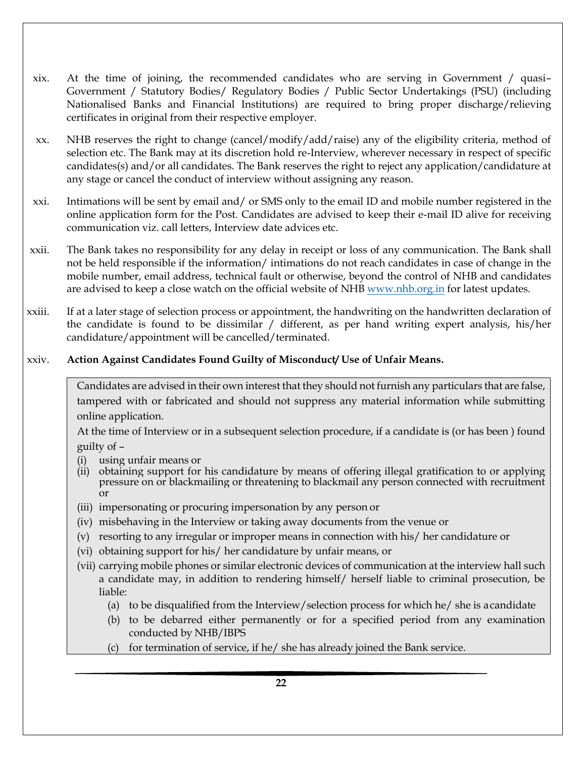xix. At the time of joining, the recommended candidates who are serving in Government / quasi–Government / Statutory Bodies/ Regulatory Bodies / Public Sector Undertakings (PSU) (including Nationalised Banks and Financial Institutions) are required to bring proper discharge/relieving certificates in original from their respective employer.

xx. NHB reserves the right to change (cancel/modify/add/raise) any of the eligibility criteria, method of selection etc. The Bank may at its discretion hold re-Interview, wherever necessary in respect of specific candidates(s) and/or all candidates. The Bank reserves the right to reject any application/candidature at any stage or cancel the conduct of interview without assigning any reason.

xxi. Intimations will be sent by email and/ or SMS only to the email ID and mobile number registered in the online application form for the Post. Candidates are advised to keep their e-mail ID alive for receiving communication viz. call letters, Interview date advices etc.

xxii. The Bank takes no responsibility for any delay in receipt or loss of any communication. The Bank shall not be held responsible if the information/ intimations do not reach candidates in case of change in the mobile number, email address, technical fault or otherwise, beyond the control of NHB and candidates are advised to keep a close watch on the official website of NHB [www.nhb.org.in](http://www.nhb.org.in) for latest updates.

xxiii. If at a later stage of selection process or appointment, the handwriting on the handwritten declaration of the candidate is found to be dissimilar / different, as per hand writing expert analysis, his/her candidature/appointment will be cancelled/terminated.

xxiv. **Action Against Candidates Found Guilty of Misconduct/ Use of Unfair Means.**

Candidates are advised in their own interest that they should not furnish any particulars that are false, tampered with or fabricated and should not suppress any material information while submitting online application.

At the time of Interview or in a subsequent selection procedure, if a candidate is (or has been ) found guilty of –

(i) using unfair means or
(ii) obtaining support for his candidature by means of offering illegal gratification to or applying pressure on or blackmailing or threatening to blackmail any person connected with recruitment or
(iii) impersonating or procuring impersonation by any person or
(iv) misbehaving in the Interview or taking away documents from the venue or
(v) resorting to any irregular or improper means in connection with his/ her candidature or
(vi) obtaining support for his/ her candidature by unfair means, or
(vii) carrying mobile phones or similar electronic devices of communication at the interview hall such a candidate may, in addition to rendering himself/ herself liable to criminal prosecution, be liable:
    (a) to be disqualified from the Interview/selection process for which he/ she is a candidate
    (b) to be debarred either permanently or for a specified period from any examination conducted by NHB/IBPS
    (c) for termination of service, if he/ she has already joined the Bank service.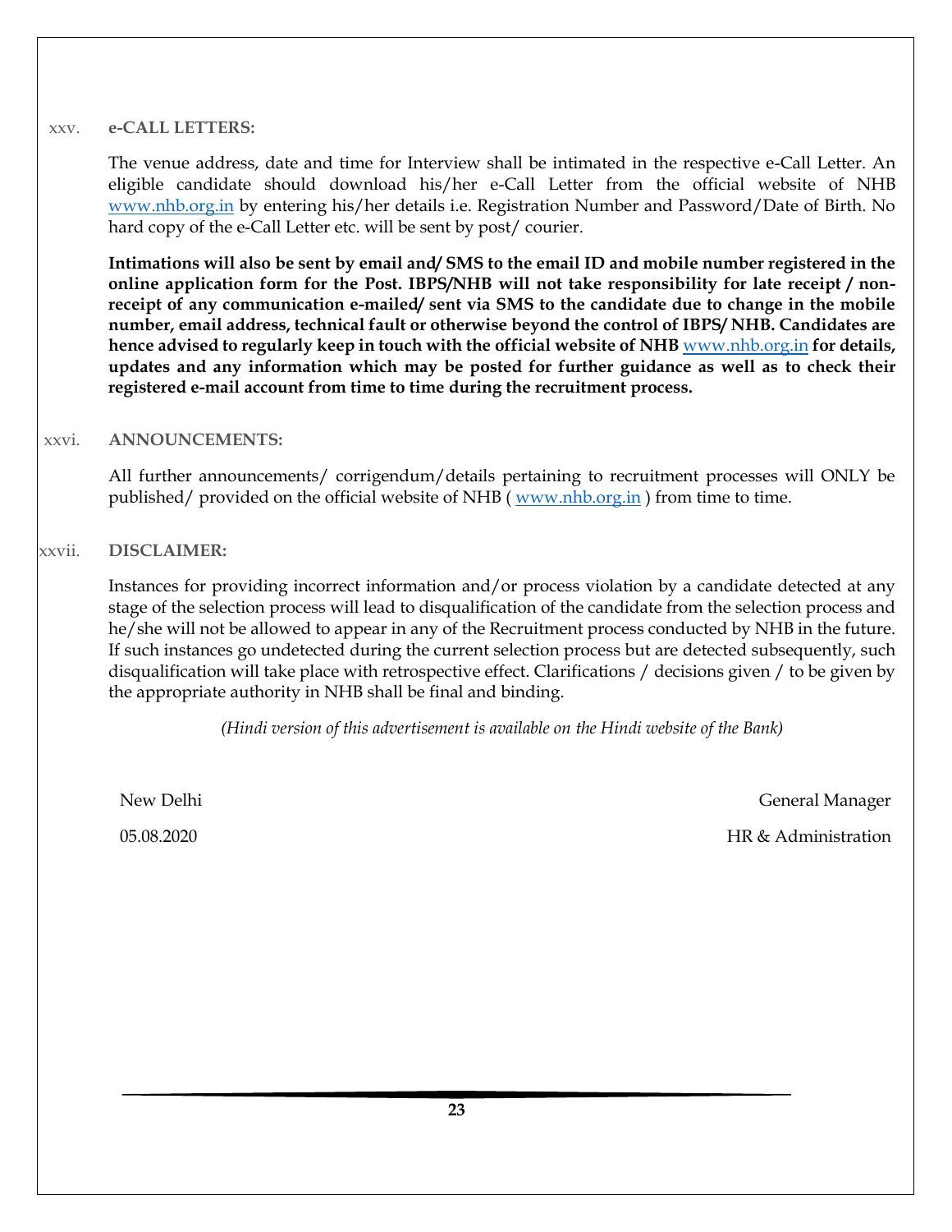xxv. **e-CALL LETTERS:**

The venue address, date and time for Interview shall be intimated in the respective e-Call Letter. An eligible candidate should download his/her e-Call Letter from the official website of NHB [www.nhb.org.in](www.nhb.org.in) by entering his/her details i.e. Registration Number and Password/Date of Birth. No hard copy of the e-Call Letter etc. will be sent by post/ courier.

**Intimations will also be sent by email and/ SMS to the email ID and mobile number registered in the online application form for the Post. IBPS/NHB will not take responsibility for late receipt / non-receipt of any communication e-mailed/ sent via SMS to the candidate due to change in the mobile number, email address, technical fault or otherwise beyond the control of IBPS/ NHB. Candidates are hence advised to regularly keep in touch with the official website of NHB [www.nhb.org.in](www.nhb.org.in) for details, updates and any information which may be posted for further guidance as well as to check their registered e-mail account from time to time during the recruitment process.**

xxvi. **ANNOUNCEMENTS:**

All further announcements/ corrigendum/details pertaining to recruitment processes will ONLY be published/ provided on the official website of NHB ( [www.nhb.org.in](www.nhb.org.in) ) from time to time.

xxvii. **DISCLAIMER:**

Instances for providing incorrect information and/or process violation by a candidate detected at any stage of the selection process will lead to disqualification of the candidate from the selection process and he/she will not be allowed to appear in any of the Recruitment process conducted by NHB in the future. If such instances go undetected during the current selection process but are detected subsequently, such disqualification will take place with retrospective effect. Clarifications / decisions given / to be given by the appropriate authority in NHB shall be final and binding.

*(Hindi version of this advertisement is available on the Hindi website of the Bank)*

New Delhi
05.08.2020

General Manager
HR & Administration